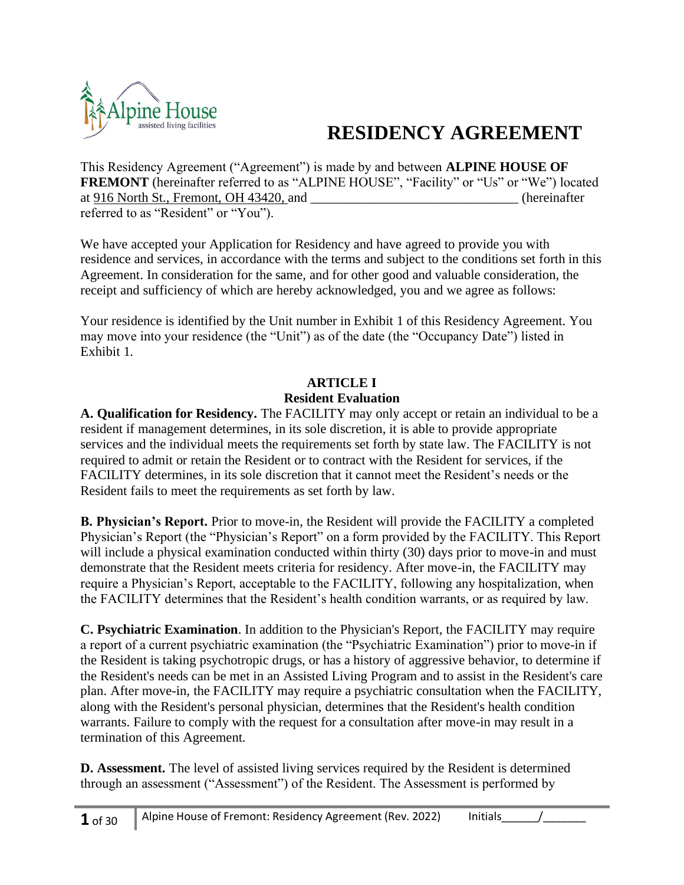# RESIDENCY AGREEMENT

This Residency Agreement ("Agreement") is made by and between **ALPINE HOUSE OF FREMONT** (hereinafter referred to as "ALPINE HOUSE", "Facility" or "Us" or "We") located at 916 North St., Fremont, OH 43420, and ______________________________ (hereinafter referred to as "Resident" or "You").

We have accepted your Application for Residency and have agreed to provide you with residence and services, in accordance with the terms and subject to the conditions set forth in this Agreement. In consideration for the same, and for other good and valuable consideration, the receipt and sufficiency of which are hereby acknowledged, you and we agree as follows:

Your residence is identified by the Unit number in Exhibit 1 of this Residency Agreement. You may move into your residence (the "Unit") as of the date (the "Occupancy Date") listed in Exhibit 1.

## ARTICLE I
### Resident Evaluation

**A. Qualification for Residency.** The FACILITY may only accept or retain an individual to be a resident if management determines, in its sole discretion, it is able to provide appropriate services and the individual meets the requirements set forth by state law. The FACILITY is not required to admit or retain the Resident or to contract with the Resident for services, if the FACILITY determines, in its sole discretion that it cannot meet the Resident's needs or the Resident fails to meet the requirements as set forth by law.

**B. Physician's Report.** Prior to move-in, the Resident will provide the FACILITY a completed Physician's Report (the "Physician's Report" on a form provided by the FACILITY. This Report will include a physical examination conducted within thirty (30) days prior to move-in and must demonstrate that the Resident meets criteria for residency. After move-in, the FACILITY may require a Physician's Report, acceptable to the FACILITY, following any hospitalization, when the FACILITY determines that the Resident's health condition warrants, or as required by law.

**C. Psychiatric Examination**. In addition to the Physician's Report, the FACILITY may require a report of a current psychiatric examination (the "Psychiatric Examination") prior to move-in if the Resident is taking psychotropic drugs, or has a history of aggressive behavior, to determine if the Resident's needs can be met in an Assisted Living Program and to assist in the Resident's care plan. After move-in, the FACILITY may require a psychiatric consultation when the FACILITY, along with the Resident's personal physician, determines that the Resident's health condition warrants. Failure to comply with the request for a consultation after move-in may result in a termination of this Agreement.

**D. Assessment.** The level of assisted living services required by the Resident is determined through an assessment ("Assessment") of the Resident. The Assessment is performed by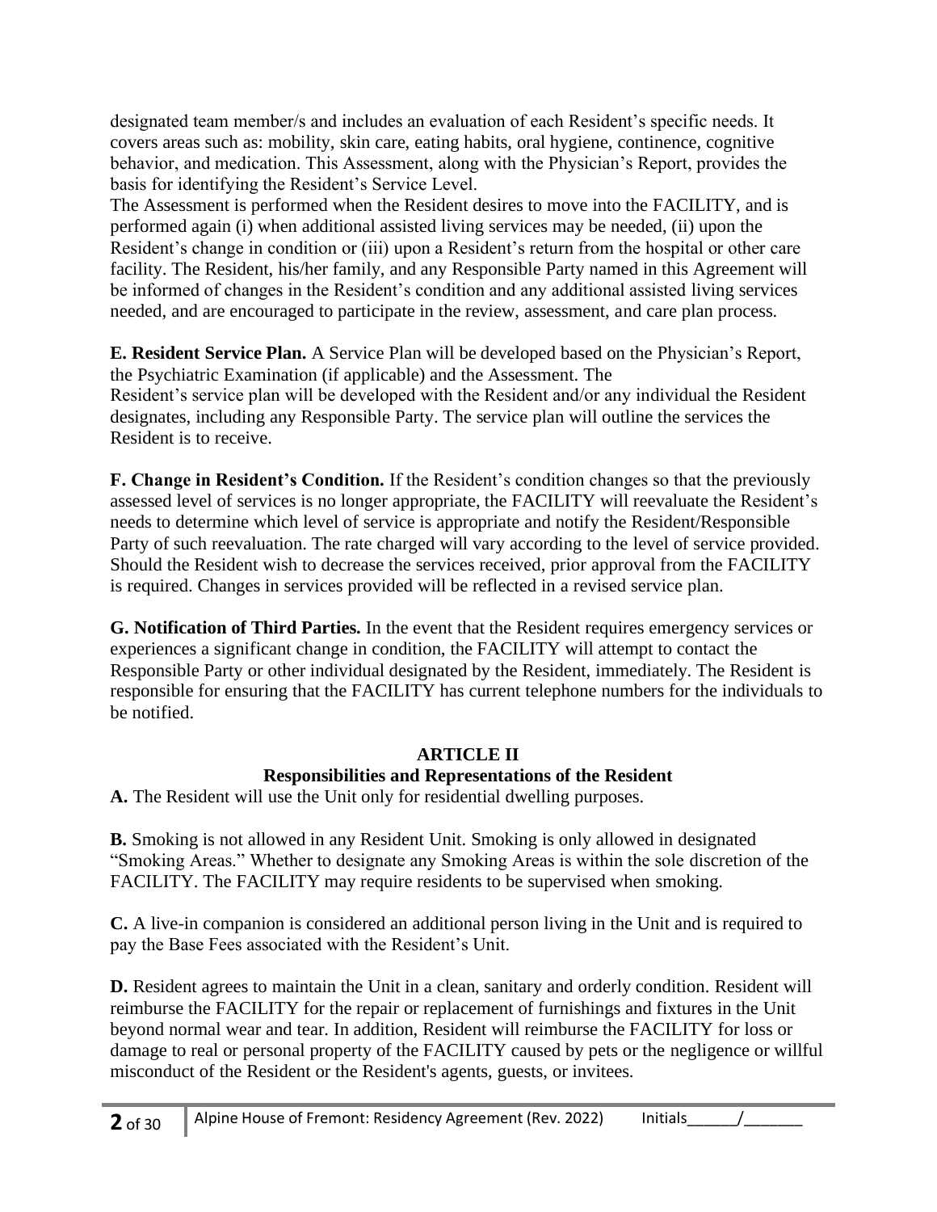designated team member/s and includes an evaluation of each Resident's specific needs. It covers areas such as: mobility, skin care, eating habits, oral hygiene, continence, cognitive behavior, and medication. This Assessment, along with the Physician's Report, provides the basis for identifying the Resident's Service Level.
The Assessment is performed when the Resident desires to move into the FACILITY, and is performed again (i) when additional assisted living services may be needed, (ii) upon the Resident's change in condition or (iii) upon a Resident's return from the hospital or other care facility. The Resident, his/her family, and any Responsible Party named in this Agreement will be informed of changes in the Resident's condition and any additional assisted living services needed, and are encouraged to participate in the review, assessment, and care plan process.

**E. Resident Service Plan.** A Service Plan will be developed based on the Physician's Report, the Psychiatric Examination (if applicable) and the Assessment. The Resident's service plan will be developed with the Resident and/or any individual the Resident designates, including any Responsible Party. The service plan will outline the services the Resident is to receive.

**F. Change in Resident's Condition.** If the Resident's condition changes so that the previously assessed level of services is no longer appropriate, the FACILITY will reevaluate the Resident's needs to determine which level of service is appropriate and notify the Resident/Responsible Party of such reevaluation. The rate charged will vary according to the level of service provided. Should the Resident wish to decrease the services received, prior approval from the FACILITY is required. Changes in services provided will be reflected in a revised service plan.

**G. Notification of Third Parties.** In the event that the Resident requires emergency services or experiences a significant change in condition, the FACILITY will attempt to contact the Responsible Party or other individual designated by the Resident, immediately. The Resident is responsible for ensuring that the FACILITY has current telephone numbers for the individuals to be notified.

## ARTICLE II
## Responsibilities and Representations of the Resident

**A.** The Resident will use the Unit only for residential dwelling purposes.

**B.** Smoking is not allowed in any Resident Unit. Smoking is only allowed in designated "Smoking Areas." Whether to designate any Smoking Areas is within the sole discretion of the FACILITY. The FACILITY may require residents to be supervised when smoking.

**C.** A live-in companion is considered an additional person living in the Unit and is required to pay the Base Fees associated with the Resident's Unit.

**D.** Resident agrees to maintain the Unit in a clean, sanitary and orderly condition. Resident will reimburse the FACILITY for the repair or replacement of furnishings and fixtures in the Unit beyond normal wear and tear. In addition, Resident will reimburse the FACILITY for loss or damage to real or personal property of the FACILITY caused by pets or the negligence or willful misconduct of the Resident or the Resident's agents, guests, or invitees.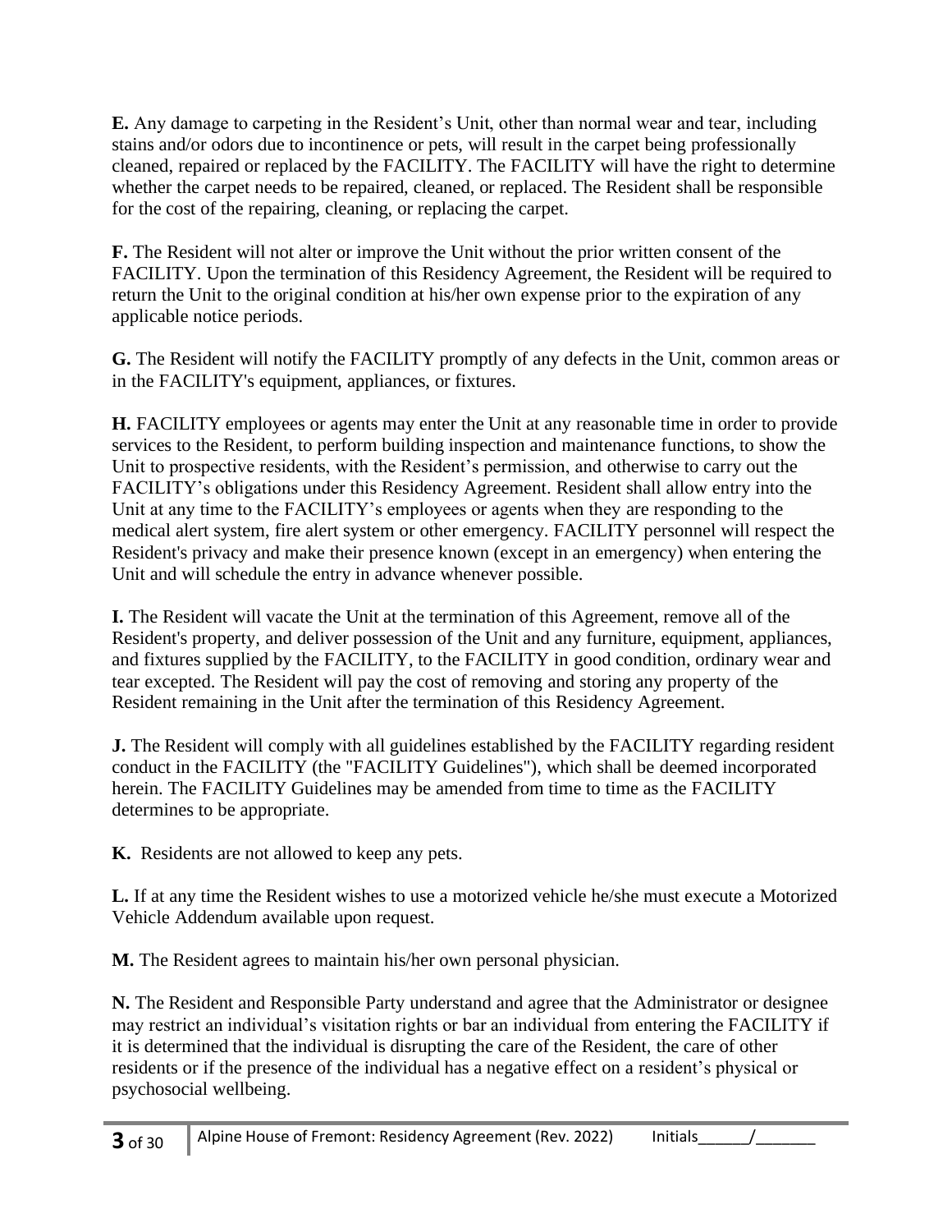**E.** Any damage to carpeting in the Resident's Unit, other than normal wear and tear, including stains and/or odors due to incontinence or pets, will result in the carpet being professionally cleaned, repaired or replaced by the FACILITY. The FACILITY will have the right to determine whether the carpet needs to be repaired, cleaned, or replaced. The Resident shall be responsible for the cost of the repairing, cleaning, or replacing the carpet.

**F.** The Resident will not alter or improve the Unit without the prior written consent of the FACILITY. Upon the termination of this Residency Agreement, the Resident will be required to return the Unit to the original condition at his/her own expense prior to the expiration of any applicable notice periods.

**G.** The Resident will notify the FACILITY promptly of any defects in the Unit, common areas or in the FACILITY's equipment, appliances, or fixtures.

**H.** FACILITY employees or agents may enter the Unit at any reasonable time in order to provide services to the Resident, to perform building inspection and maintenance functions, to show the Unit to prospective residents, with the Resident's permission, and otherwise to carry out the FACILITY's obligations under this Residency Agreement. Resident shall allow entry into the Unit at any time to the FACILITY's employees or agents when they are responding to the medical alert system, fire alert system or other emergency. FACILITY personnel will respect the Resident's privacy and make their presence known (except in an emergency) when entering the Unit and will schedule the entry in advance whenever possible.

**I.** The Resident will vacate the Unit at the termination of this Agreement, remove all of the Resident's property, and deliver possession of the Unit and any furniture, equipment, appliances, and fixtures supplied by the FACILITY, to the FACILITY in good condition, ordinary wear and tear excepted. The Resident will pay the cost of removing and storing any property of the Resident remaining in the Unit after the termination of this Residency Agreement.

**J.** The Resident will comply with all guidelines established by the FACILITY regarding resident conduct in the FACILITY (the "FACILITY Guidelines"), which shall be deemed incorporated herein. The FACILITY Guidelines may be amended from time to time as the FACILITY determines to be appropriate.

**K.** Residents are not allowed to keep any pets.

**L.** If at any time the Resident wishes to use a motorized vehicle he/she must execute a Motorized Vehicle Addendum available upon request.

**M.** The Resident agrees to maintain his/her own personal physician.

**N.** The Resident and Responsible Party understand and agree that the Administrator or designee may restrict an individual's visitation rights or bar an individual from entering the FACILITY if it is determined that the individual is disrupting the care of the Resident, the care of other residents or if the presence of the individual has a negative effect on a resident's physical or psychosocial wellbeing.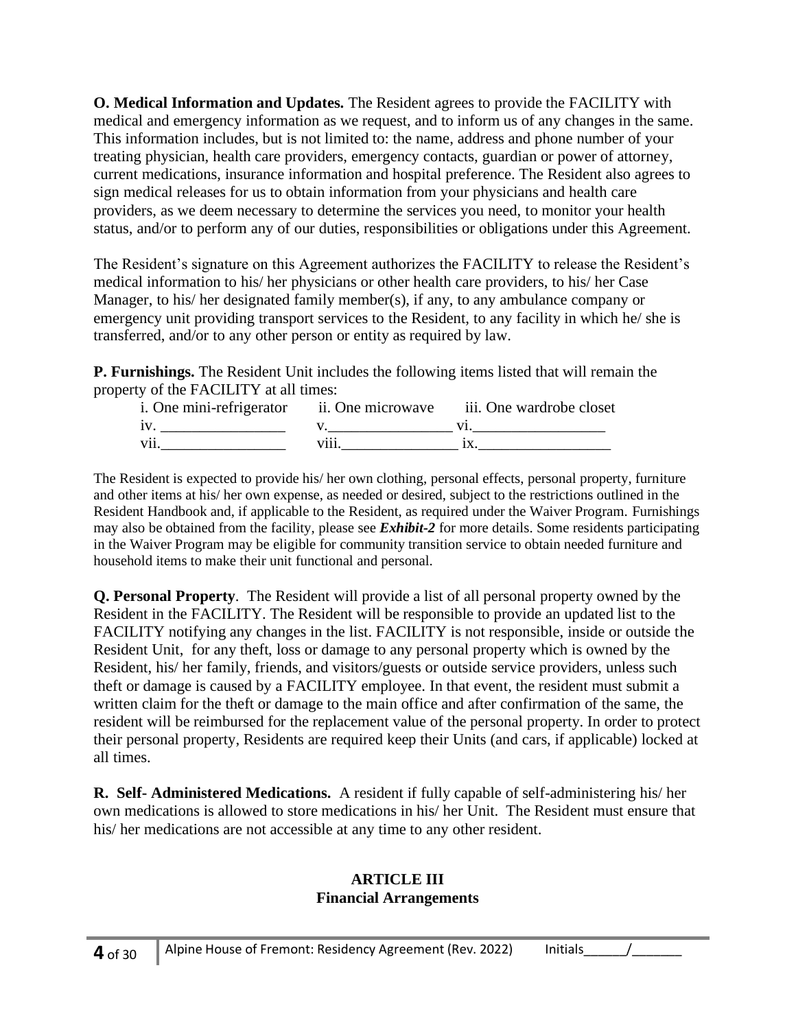**O. Medical Information and Updates.** The Resident agrees to provide the FACILITY with medical and emergency information as we request, and to inform us of any changes in the same. This information includes, but is not limited to: the name, address and phone number of your treating physician, health care providers, emergency contacts, guardian or power of attorney, current medications, insurance information and hospital preference. The Resident also agrees to sign medical releases for us to obtain information from your physicians and health care providers, as we deem necessary to determine the services you need, to monitor your health status, and/or to perform any of our duties, responsibilities or obligations under this Agreement.

The Resident's signature on this Agreement authorizes the FACILITY to release the Resident's medical information to his/ her physicians or other health care providers, to his/ her Case Manager, to his/ her designated family member(s), if any, to any ambulance company or emergency unit providing transport services to the Resident, to any facility in which he/ she is transferred, and/or to any other person or entity as required by law.

**P. Furnishings.** The Resident Unit includes the following items listed that will remain the property of the FACILITY at all times:

| | | |
|---|---|---|
| i. One mini-refrigerator | ii. One microwave | iii. One wardrobe closet |
| iv. ________________ | v.________________ | vi.________________ |
| vii.________________ | viii.______________ | ix.________________ |

The Resident is expected to provide his/ her own clothing, personal effects, personal property, furniture and other items at his/ her own expense, as needed or desired, subject to the restrictions outlined in the Resident Handbook and, if applicable to the Resident, as required under the Waiver Program. Furnishings may also be obtained from the facility, please see ***Exhibit-2*** for more details. Some residents participating in the Waiver Program may be eligible for community transition service to obtain needed furniture and household items to make their unit functional and personal.

**Q. Personal Property**. The Resident will provide a list of all personal property owned by the Resident in the FACILITY. The Resident will be responsible to provide an updated list to the FACILITY notifying any changes in the list. FACILITY is not responsible, inside or outside the Resident Unit, for any theft, loss or damage to any personal property which is owned by the Resident, his/ her family, friends, and visitors/guests or outside service providers, unless such theft or damage is caused by a FACILITY employee. In that event, the resident must submit a written claim for the theft or damage to the main office and after confirmation of the same, the resident will be reimbursed for the replacement value of the personal property. In order to protect their personal property, Residents are required keep their Units (and cars, if applicable) locked at all times.

**R. Self- Administered Medications.** A resident if fully capable of self-administering his/ her own medications is allowed to store medications in his/ her Unit. The Resident must ensure that his/ her medications are not accessible at any time to any other resident.

## ARTICLE III
## Financial Arrangements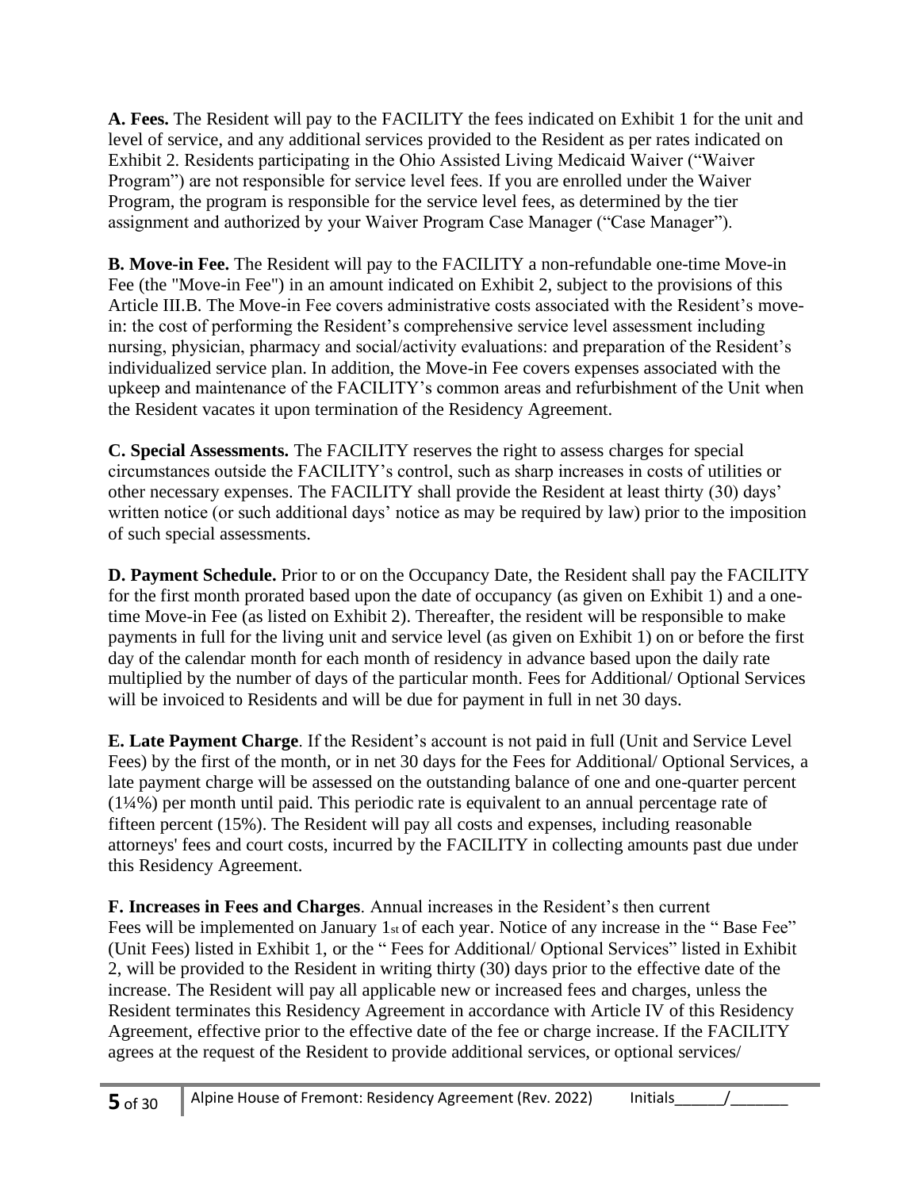**A. Fees.** The Resident will pay to the FACILITY the fees indicated on Exhibit 1 for the unit and level of service, and any additional services provided to the Resident as per rates indicated on Exhibit 2. Residents participating in the Ohio Assisted Living Medicaid Waiver ("Waiver Program") are not responsible for service level fees. If you are enrolled under the Waiver Program, the program is responsible for the service level fees, as determined by the tier assignment and authorized by your Waiver Program Case Manager ("Case Manager").

**B. Move-in Fee.** The Resident will pay to the FACILITY a non-refundable one-time Move-in Fee (the "Move-in Fee") in an amount indicated on Exhibit 2, subject to the provisions of this Article III.B. The Move-in Fee covers administrative costs associated with the Resident's move-in: the cost of performing the Resident's comprehensive service level assessment including nursing, physician, pharmacy and social/activity evaluations: and preparation of the Resident's individualized service plan. In addition, the Move-in Fee covers expenses associated with the upkeep and maintenance of the FACILITY's common areas and refurbishment of the Unit when the Resident vacates it upon termination of the Residency Agreement.

**C. Special Assessments.** The FACILITY reserves the right to assess charges for special circumstances outside the FACILITY's control, such as sharp increases in costs of utilities or other necessary expenses. The FACILITY shall provide the Resident at least thirty (30) days' written notice (or such additional days' notice as may be required by law) prior to the imposition of such special assessments.

**D. Payment Schedule.** Prior to or on the Occupancy Date, the Resident shall pay the FACILITY for the first month prorated based upon the date of occupancy (as given on Exhibit 1) and a one-time Move-in Fee (as listed on Exhibit 2). Thereafter, the resident will be responsible to make payments in full for the living unit and service level (as given on Exhibit 1) on or before the first day of the calendar month for each month of residency in advance based upon the daily rate multiplied by the number of days of the particular month. Fees for Additional/ Optional Services will be invoiced to Residents and will be due for payment in full in net 30 days.

**E. Late Payment Charge**. If the Resident's account is not paid in full (Unit and Service Level Fees) by the first of the month, or in net 30 days for the Fees for Additional/ Optional Services, a late payment charge will be assessed on the outstanding balance of one and one-quarter percent (1¼%) per month until paid. This periodic rate is equivalent to an annual percentage rate of fifteen percent (15%). The Resident will pay all costs and expenses, including reasonable attorneys' fees and court costs, incurred by the FACILITY in collecting amounts past due under this Residency Agreement.

**F. Increases in Fees and Charges**. Annual increases in the Resident's then current Fees will be implemented on January 1st of each year. Notice of any increase in the " Base Fee" (Unit Fees) listed in Exhibit 1, or the " Fees for Additional/ Optional Services" listed in Exhibit 2, will be provided to the Resident in writing thirty (30) days prior to the effective date of the increase. The Resident will pay all applicable new or increased fees and charges, unless the Resident terminates this Residency Agreement in accordance with Article IV of this Residency Agreement, effective prior to the effective date of the fee or charge increase. If the FACILITY agrees at the request of the Resident to provide additional services, or optional services/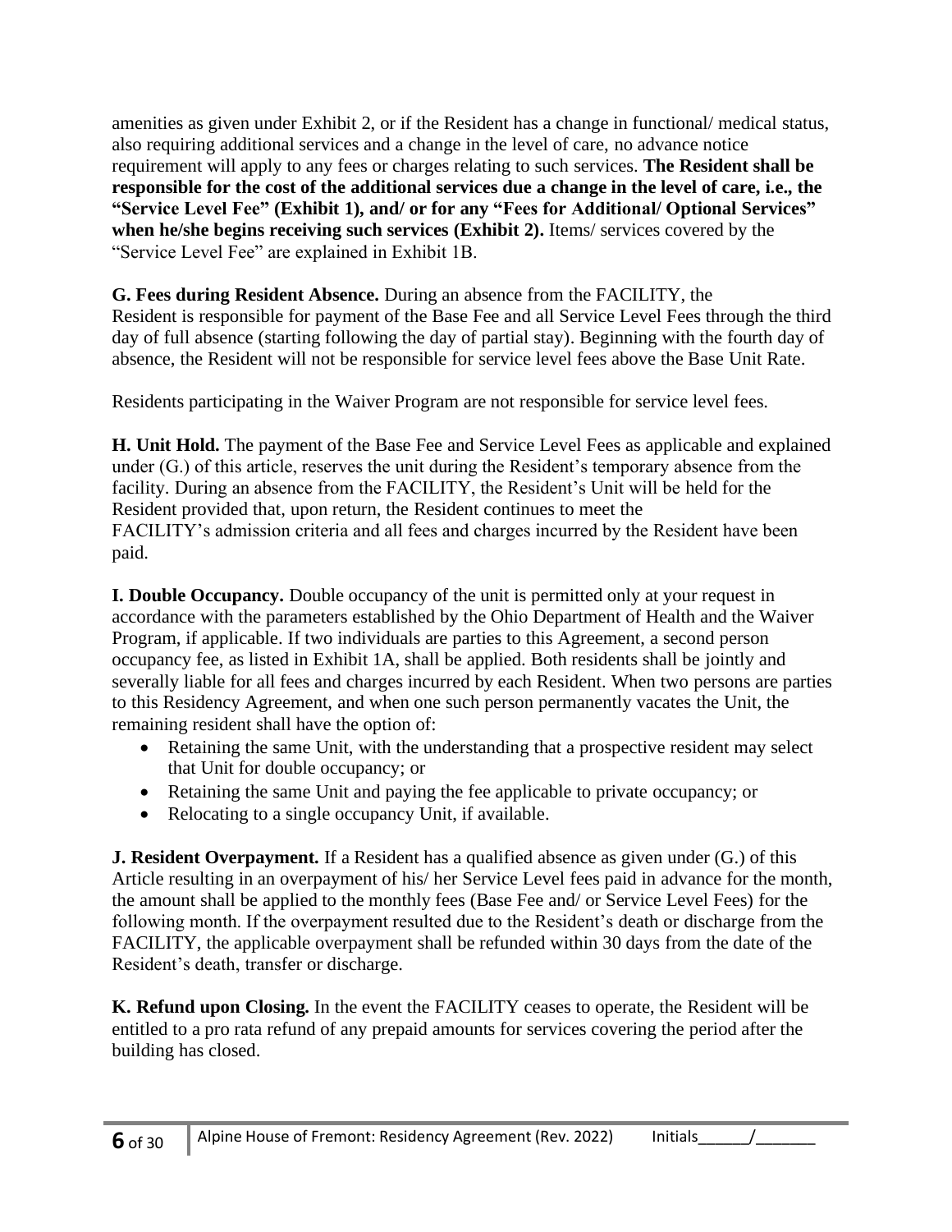amenities as given under Exhibit 2, or if the Resident has a change in functional/ medical status, also requiring additional services and a change in the level of care, no advance notice requirement will apply to any fees or charges relating to such services. **The Resident shall be responsible for the cost of the additional services due a change in the level of care, i.e., the "Service Level Fee" (Exhibit 1), and/ or for any "Fees for Additional/ Optional Services" when he/she begins receiving such services (Exhibit 2).** Items/ services covered by the "Service Level Fee" are explained in Exhibit 1B.

**G. Fees during Resident Absence.** During an absence from the FACILITY, the Resident is responsible for payment of the Base Fee and all Service Level Fees through the third day of full absence (starting following the day of partial stay). Beginning with the fourth day of absence, the Resident will not be responsible for service level fees above the Base Unit Rate.

Residents participating in the Waiver Program are not responsible for service level fees.

**H. Unit Hold.** The payment of the Base Fee and Service Level Fees as applicable and explained under (G.) of this article, reserves the unit during the Resident's temporary absence from the facility. During an absence from the FACILITY, the Resident's Unit will be held for the Resident provided that, upon return, the Resident continues to meet the FACILITY's admission criteria and all fees and charges incurred by the Resident have been paid.

**I. Double Occupancy.** Double occupancy of the unit is permitted only at your request in accordance with the parameters established by the Ohio Department of Health and the Waiver Program, if applicable. If two individuals are parties to this Agreement, a second person occupancy fee, as listed in Exhibit 1A, shall be applied. Both residents shall be jointly and severally liable for all fees and charges incurred by each Resident. When two persons are parties to this Residency Agreement, and when one such person permanently vacates the Unit, the remaining resident shall have the option of:

- Retaining the same Unit, with the understanding that a prospective resident may select that Unit for double occupancy; or
- Retaining the same Unit and paying the fee applicable to private occupancy; or
- Relocating to a single occupancy Unit, if available.

**J. Resident Overpayment.** If a Resident has a qualified absence as given under (G.) of this Article resulting in an overpayment of his/ her Service Level fees paid in advance for the month, the amount shall be applied to the monthly fees (Base Fee and/ or Service Level Fees) for the following month. If the overpayment resulted due to the Resident's death or discharge from the FACILITY, the applicable overpayment shall be refunded within 30 days from the date of the Resident's death, transfer or discharge.

**K. Refund upon Closing.** In the event the FACILITY ceases to operate, the Resident will be entitled to a pro rata refund of any prepaid amounts for services covering the period after the building has closed.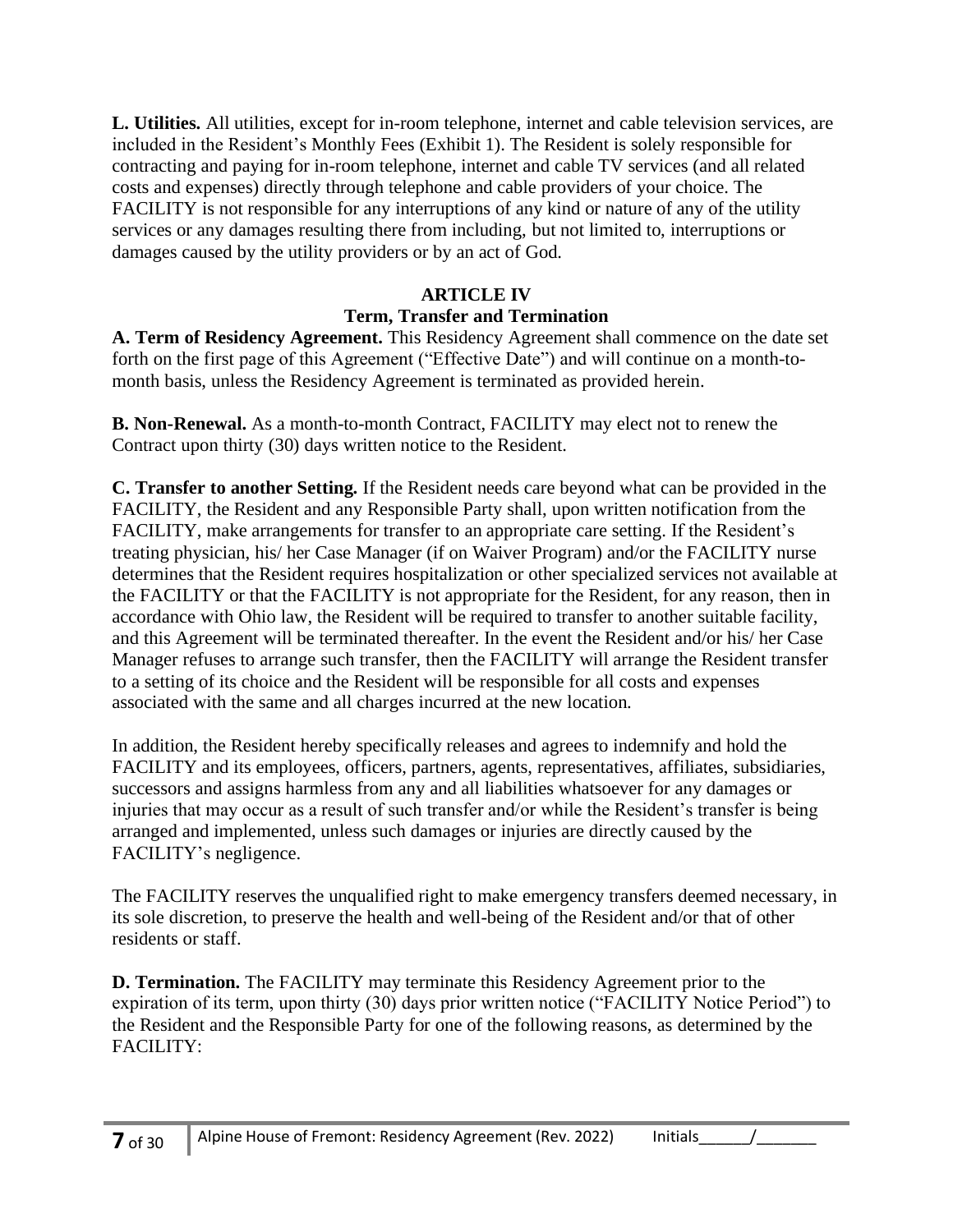**L. Utilities.** All utilities, except for in-room telephone, internet and cable television services, are included in the Resident's Monthly Fees (Exhibit 1). The Resident is solely responsible for contracting and paying for in-room telephone, internet and cable TV services (and all related costs and expenses) directly through telephone and cable providers of your choice. The FACILITY is not responsible for any interruptions of any kind or nature of any of the utility services or any damages resulting there from including, but not limited to, interruptions or damages caused by the utility providers or by an act of God.

## ARTICLE IV
## Term, Transfer and Termination

**A. Term of Residency Agreement.** This Residency Agreement shall commence on the date set forth on the first page of this Agreement ("Effective Date") and will continue on a month-to-month basis, unless the Residency Agreement is terminated as provided herein.

**B. Non-Renewal.** As a month-to-month Contract, FACILITY may elect not to renew the Contract upon thirty (30) days written notice to the Resident.

**C. Transfer to another Setting.** If the Resident needs care beyond what can be provided in the FACILITY, the Resident and any Responsible Party shall, upon written notification from the FACILITY, make arrangements for transfer to an appropriate care setting. If the Resident's treating physician, his/ her Case Manager (if on Waiver Program) and/or the FACILITY nurse determines that the Resident requires hospitalization or other specialized services not available at the FACILITY or that the FACILITY is not appropriate for the Resident, for any reason, then in accordance with Ohio law, the Resident will be required to transfer to another suitable facility, and this Agreement will be terminated thereafter. In the event the Resident and/or his/ her Case Manager refuses to arrange such transfer, then the FACILITY will arrange the Resident transfer to a setting of its choice and the Resident will be responsible for all costs and expenses associated with the same and all charges incurred at the new location.

In addition, the Resident hereby specifically releases and agrees to indemnify and hold the FACILITY and its employees, officers, partners, agents, representatives, affiliates, subsidiaries, successors and assigns harmless from any and all liabilities whatsoever for any damages or injuries that may occur as a result of such transfer and/or while the Resident's transfer is being arranged and implemented, unless such damages or injuries are directly caused by the FACILITY's negligence.

The FACILITY reserves the unqualified right to make emergency transfers deemed necessary, in its sole discretion, to preserve the health and well-being of the Resident and/or that of other residents or staff.

**D. Termination.** The FACILITY may terminate this Residency Agreement prior to the expiration of its term, upon thirty (30) days prior written notice ("FACILITY Notice Period") to the Resident and the Responsible Party for one of the following reasons, as determined by the FACILITY: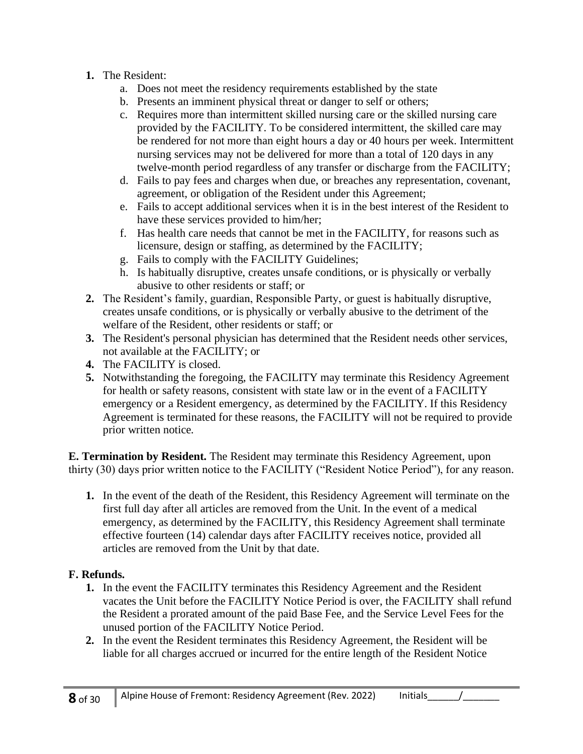1. The Resident:
    a. Does not meet the residency requirements established by the state
    b. Presents an imminent physical threat or danger to self or others;
    c. Requires more than intermittent skilled nursing care or the skilled nursing care provided by the FACILITY. To be considered intermittent, the skilled care may be rendered for not more than eight hours a day or 40 hours per week. Intermittent nursing services may not be delivered for more than a total of 120 days in any twelve-month period regardless of any transfer or discharge from the FACILITY;
    d. Fails to pay fees and charges when due, or breaches any representation, covenant, agreement, or obligation of the Resident under this Agreement;
    e. Fails to accept additional services when it is in the best interest of the Resident to have these services provided to him/her;
    f. Has health care needs that cannot be met in the FACILITY, for reasons such as licensure, design or staffing, as determined by the FACILITY;
    g. Fails to comply with the FACILITY Guidelines;
    h. Is habitually disruptive, creates unsafe conditions, or is physically or verbally abusive to other residents or staff; or
2. The Resident's family, guardian, Responsible Party, or guest is habitually disruptive, creates unsafe conditions, or is physically or verbally abusive to the detriment of the welfare of the Resident, other residents or staff; or
3. The Resident's personal physician has determined that the Resident needs other services, not available at the FACILITY; or
4. The FACILITY is closed.
5. Notwithstanding the foregoing, the FACILITY may terminate this Residency Agreement for health or safety reasons, consistent with state law or in the event of a FACILITY emergency or a Resident emergency, as determined by the FACILITY. If this Residency Agreement is terminated for these reasons, the FACILITY will not be required to provide prior written notice.

**E. Termination by Resident.** The Resident may terminate this Residency Agreement, upon thirty (30) days prior written notice to the FACILITY ("Resident Notice Period"), for any reason.

1. In the event of the death of the Resident, this Residency Agreement will terminate on the first full day after all articles are removed from the Unit. In the event of a medical emergency, as determined by the FACILITY, this Residency Agreement shall terminate effective fourteen (14) calendar days after FACILITY receives notice, provided all articles are removed from the Unit by that date.

**F. Refunds.**

1. In the event the FACILITY terminates this Residency Agreement and the Resident vacates the Unit before the FACILITY Notice Period is over, the FACILITY shall refund the Resident a prorated amount of the paid Base Fee, and the Service Level Fees for the unused portion of the FACILITY Notice Period.
2. In the event the Resident terminates this Residency Agreement, the Resident will be liable for all charges accrued or incurred for the entire length of the Resident Notice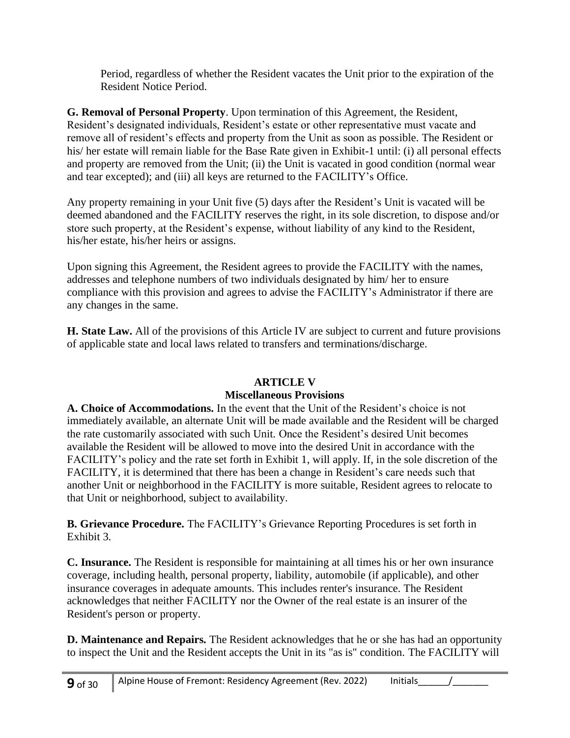Period, regardless of whether the Resident vacates the Unit prior to the expiration of the Resident Notice Period.

**G. Removal of Personal Property**. Upon termination of this Agreement, the Resident, Resident's designated individuals, Resident's estate or other representative must vacate and remove all of resident's effects and property from the Unit as soon as possible. The Resident or his/ her estate will remain liable for the Base Rate given in Exhibit-1 until: (i) all personal effects and property are removed from the Unit; (ii) the Unit is vacated in good condition (normal wear and tear excepted); and (iii) all keys are returned to the FACILITY's Office.

Any property remaining in your Unit five (5) days after the Resident's Unit is vacated will be deemed abandoned and the FACILITY reserves the right, in its sole discretion, to dispose and/or store such property, at the Resident's expense, without liability of any kind to the Resident, his/her estate, his/her heirs or assigns.

Upon signing this Agreement, the Resident agrees to provide the FACILITY with the names, addresses and telephone numbers of two individuals designated by him/ her to ensure compliance with this provision and agrees to advise the FACILITY's Administrator if there are any changes in the same.

**H. State Law.** All of the provisions of this Article IV are subject to current and future provisions of applicable state and local laws related to transfers and terminations/discharge.

## ARTICLE V
## Miscellaneous Provisions

**A. Choice of Accommodations.** In the event that the Unit of the Resident's choice is not immediately available, an alternate Unit will be made available and the Resident will be charged the rate customarily associated with such Unit. Once the Resident's desired Unit becomes available the Resident will be allowed to move into the desired Unit in accordance with the FACILITY's policy and the rate set forth in Exhibit 1, will apply. If, in the sole discretion of the FACILITY, it is determined that there has been a change in Resident's care needs such that another Unit or neighborhood in the FACILITY is more suitable, Resident agrees to relocate to that Unit or neighborhood, subject to availability.

**B. Grievance Procedure.** The FACILITY's Grievance Reporting Procedures is set forth in Exhibit 3.

**C. Insurance.** The Resident is responsible for maintaining at all times his or her own insurance coverage, including health, personal property, liability, automobile (if applicable), and other insurance coverages in adequate amounts. This includes renter's insurance. The Resident acknowledges that neither FACILITY nor the Owner of the real estate is an insurer of the Resident's person or property.

**D. Maintenance and Repairs.** The Resident acknowledges that he or she has had an opportunity to inspect the Unit and the Resident accepts the Unit in its "as is" condition. The FACILITY will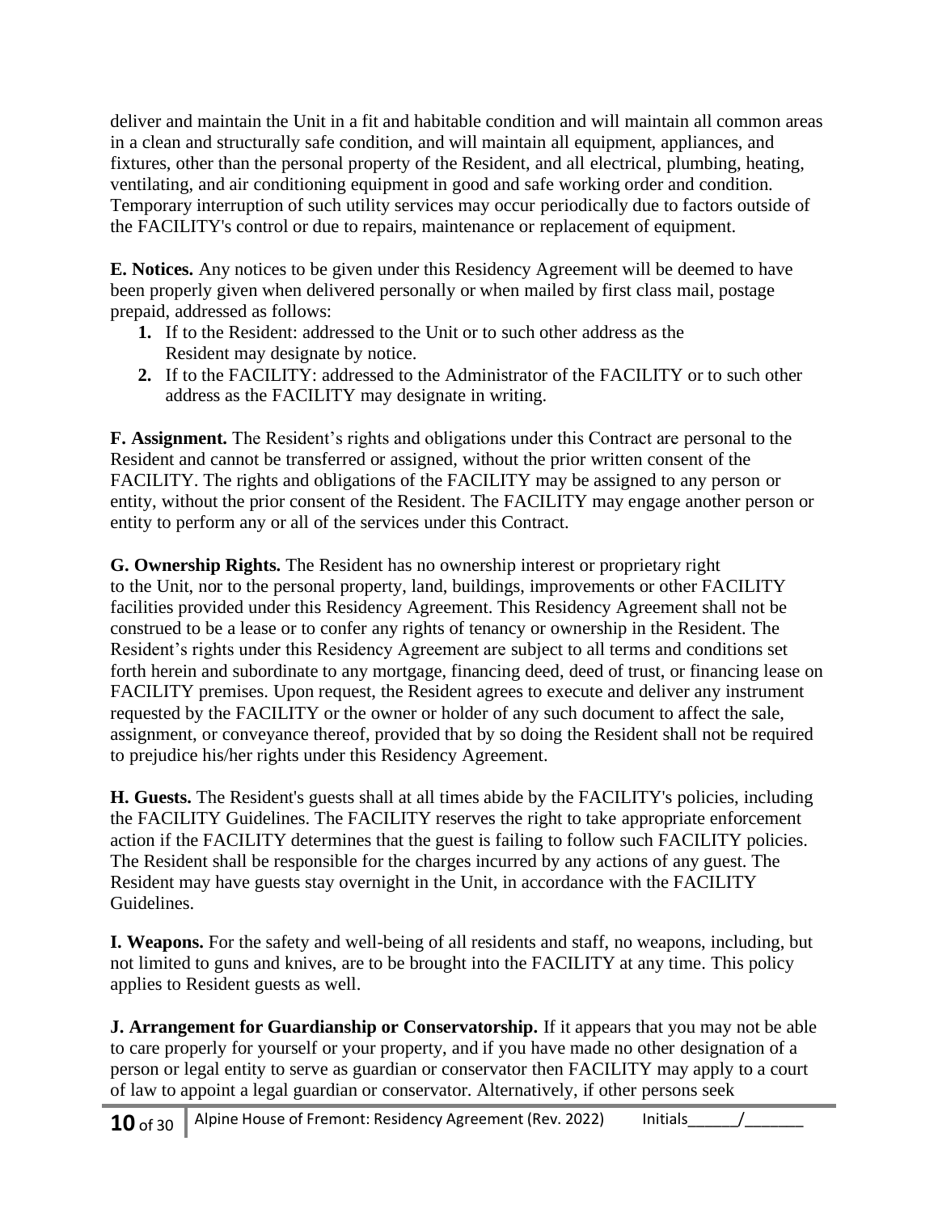deliver and maintain the Unit in a fit and habitable condition and will maintain all common areas in a clean and structurally safe condition, and will maintain all equipment, appliances, and fixtures, other than the personal property of the Resident, and all electrical, plumbing, heating, ventilating, and air conditioning equipment in good and safe working order and condition. Temporary interruption of such utility services may occur periodically due to factors outside of the FACILITY's control or due to repairs, maintenance or replacement of equipment.

**E. Notices.** Any notices to be given under this Residency Agreement will be deemed to have been properly given when delivered personally or when mailed by first class mail, postage prepaid, addressed as follows:

1. If to the Resident: addressed to the Unit or to such other address as the Resident may designate by notice.
2. If to the FACILITY: addressed to the Administrator of the FACILITY or to such other address as the FACILITY may designate in writing.

**F. Assignment.** The Resident's rights and obligations under this Contract are personal to the Resident and cannot be transferred or assigned, without the prior written consent of the FACILITY. The rights and obligations of the FACILITY may be assigned to any person or entity, without the prior consent of the Resident. The FACILITY may engage another person or entity to perform any or all of the services under this Contract.

**G. Ownership Rights.** The Resident has no ownership interest or proprietary right to the Unit, nor to the personal property, land, buildings, improvements or other FACILITY facilities provided under this Residency Agreement. This Residency Agreement shall not be construed to be a lease or to confer any rights of tenancy or ownership in the Resident. The Resident's rights under this Residency Agreement are subject to all terms and conditions set forth herein and subordinate to any mortgage, financing deed, deed of trust, or financing lease on FACILITY premises. Upon request, the Resident agrees to execute and deliver any instrument requested by the FACILITY or the owner or holder of any such document to affect the sale, assignment, or conveyance thereof, provided that by so doing the Resident shall not be required to prejudice his/her rights under this Residency Agreement.

**H. Guests.** The Resident's guests shall at all times abide by the FACILITY's policies, including the FACILITY Guidelines. The FACILITY reserves the right to take appropriate enforcement action if the FACILITY determines that the guest is failing to follow such FACILITY policies. The Resident shall be responsible for the charges incurred by any actions of any guest. The Resident may have guests stay overnight in the Unit, in accordance with the FACILITY Guidelines.

**I. Weapons.** For the safety and well-being of all residents and staff, no weapons, including, but not limited to guns and knives, are to be brought into the FACILITY at any time. This policy applies to Resident guests as well.

**J. Arrangement for Guardianship or Conservatorship.** If it appears that you may not be able to care properly for yourself or your property, and if you have made no other designation of a person or legal entity to serve as guardian or conservator then FACILITY may apply to a court of law to appoint a legal guardian or conservator. Alternatively, if other persons seek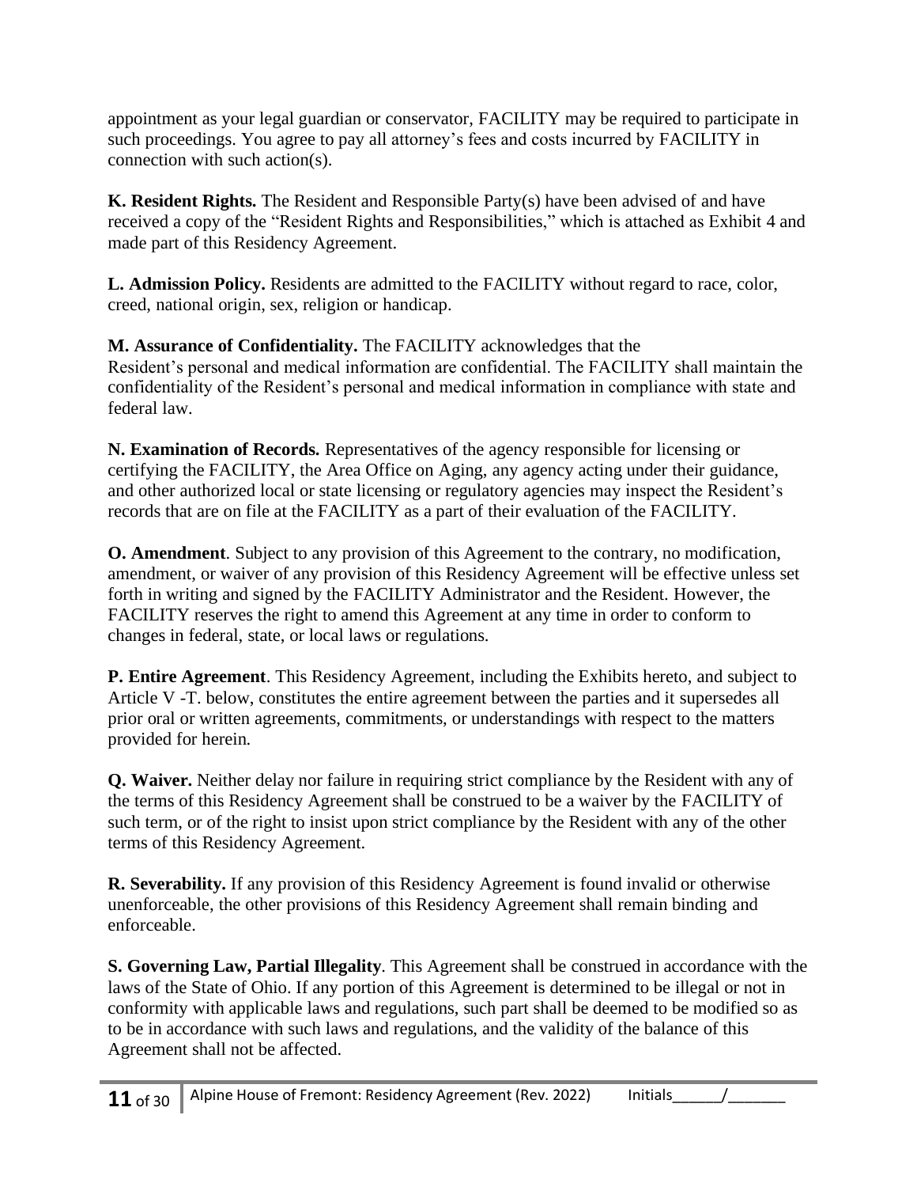appointment as your legal guardian or conservator, FACILITY may be required to participate in such proceedings. You agree to pay all attorney's fees and costs incurred by FACILITY in connection with such action(s).

**K. Resident Rights.** The Resident and Responsible Party(s) have been advised of and have received a copy of the "Resident Rights and Responsibilities," which is attached as Exhibit 4 and made part of this Residency Agreement.

**L. Admission Policy.** Residents are admitted to the FACILITY without regard to race, color, creed, national origin, sex, religion or handicap.

**M. Assurance of Confidentiality.** The FACILITY acknowledges that the Resident's personal and medical information are confidential. The FACILITY shall maintain the confidentiality of the Resident's personal and medical information in compliance with state and federal law.

**N. Examination of Records.** Representatives of the agency responsible for licensing or certifying the FACILITY, the Area Office on Aging, any agency acting under their guidance, and other authorized local or state licensing or regulatory agencies may inspect the Resident's records that are on file at the FACILITY as a part of their evaluation of the FACILITY.

**O. Amendment**. Subject to any provision of this Agreement to the contrary, no modification, amendment, or waiver of any provision of this Residency Agreement will be effective unless set forth in writing and signed by the FACILITY Administrator and the Resident. However, the FACILITY reserves the right to amend this Agreement at any time in order to conform to changes in federal, state, or local laws or regulations.

**P. Entire Agreement**. This Residency Agreement, including the Exhibits hereto, and subject to Article V -T. below, constitutes the entire agreement between the parties and it supersedes all prior oral or written agreements, commitments, or understandings with respect to the matters provided for herein.

**Q. Waiver.** Neither delay nor failure in requiring strict compliance by the Resident with any of the terms of this Residency Agreement shall be construed to be a waiver by the FACILITY of such term, or of the right to insist upon strict compliance by the Resident with any of the other terms of this Residency Agreement.

**R. Severability.** If any provision of this Residency Agreement is found invalid or otherwise unenforceable, the other provisions of this Residency Agreement shall remain binding and enforceable.

**S. Governing Law, Partial Illegality**. This Agreement shall be construed in accordance with the laws of the State of Ohio. If any portion of this Agreement is determined to be illegal or not in conformity with applicable laws and regulations, such part shall be deemed to be modified so as to be in accordance with such laws and regulations, and the validity of the balance of this Agreement shall not be affected.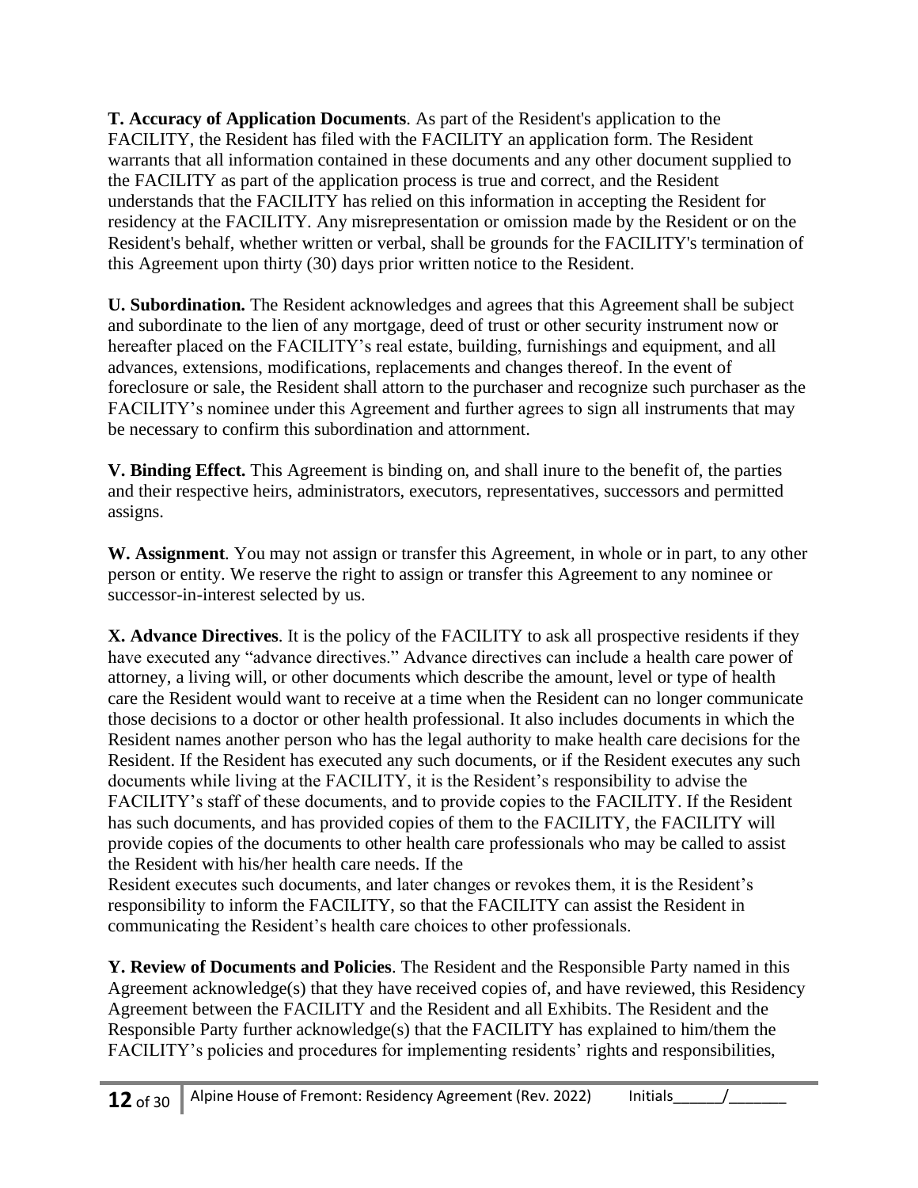**T. Accuracy of Application Documents**. As part of the Resident's application to the FACILITY, the Resident has filed with the FACILITY an application form. The Resident warrants that all information contained in these documents and any other document supplied to the FACILITY as part of the application process is true and correct, and the Resident understands that the FACILITY has relied on this information in accepting the Resident for residency at the FACILITY. Any misrepresentation or omission made by the Resident or on the Resident's behalf, whether written or verbal, shall be grounds for the FACILITY's termination of this Agreement upon thirty (30) days prior written notice to the Resident.

**U. Subordination.** The Resident acknowledges and agrees that this Agreement shall be subject and subordinate to the lien of any mortgage, deed of trust or other security instrument now or hereafter placed on the FACILITY's real estate, building, furnishings and equipment, and all advances, extensions, modifications, replacements and changes thereof. In the event of foreclosure or sale, the Resident shall attorn to the purchaser and recognize such purchaser as the FACILITY's nominee under this Agreement and further agrees to sign all instruments that may be necessary to confirm this subordination and attornment.

**V. Binding Effect.** This Agreement is binding on, and shall inure to the benefit of, the parties and their respective heirs, administrators, executors, representatives, successors and permitted assigns.

**W. Assignment**. You may not assign or transfer this Agreement, in whole or in part, to any other person or entity. We reserve the right to assign or transfer this Agreement to any nominee or successor-in-interest selected by us.

**X. Advance Directives**. It is the policy of the FACILITY to ask all prospective residents if they have executed any "advance directives." Advance directives can include a health care power of attorney, a living will, or other documents which describe the amount, level or type of health care the Resident would want to receive at a time when the Resident can no longer communicate those decisions to a doctor or other health professional. It also includes documents in which the Resident names another person who has the legal authority to make health care decisions for the Resident. If the Resident has executed any such documents, or if the Resident executes any such documents while living at the FACILITY, it is the Resident's responsibility to advise the FACILITY's staff of these documents, and to provide copies to the FACILITY. If the Resident has such documents, and has provided copies of them to the FACILITY, the FACILITY will provide copies of the documents to other health care professionals who may be called to assist the Resident with his/her health care needs. If the Resident executes such documents, and later changes or revokes them, it is the Resident's responsibility to inform the FACILITY, so that the FACILITY can assist the Resident in communicating the Resident's health care choices to other professionals.

**Y. Review of Documents and Policies**. The Resident and the Responsible Party named in this Agreement acknowledge(s) that they have received copies of, and have reviewed, this Residency Agreement between the FACILITY and the Resident and all Exhibits. The Resident and the Responsible Party further acknowledge(s) that the FACILITY has explained to him/them the FACILITY's policies and procedures for implementing residents' rights and responsibilities,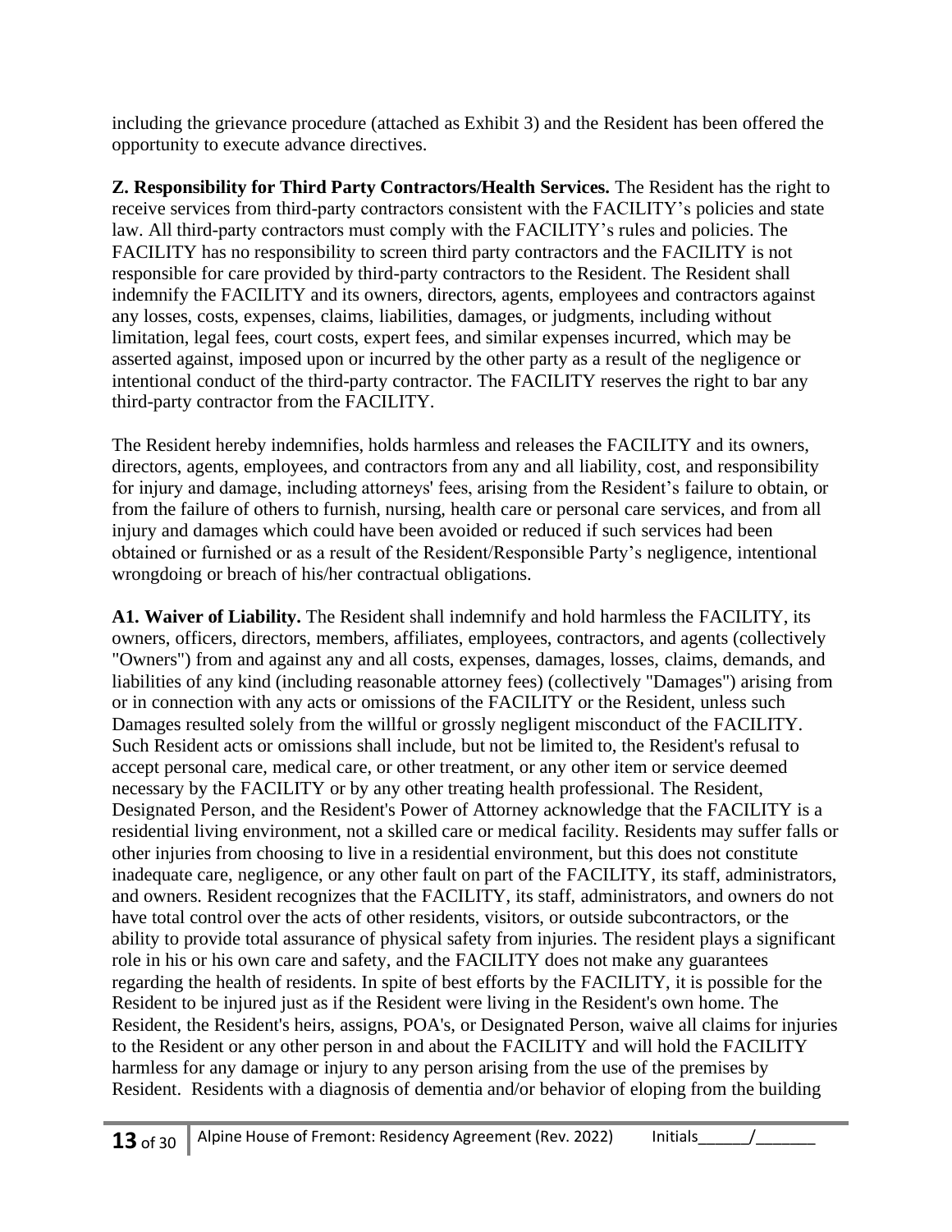including the grievance procedure (attached as Exhibit 3) and the Resident has been offered the opportunity to execute advance directives.

**Z. Responsibility for Third Party Contractors/Health Services.** The Resident has the right to receive services from third-party contractors consistent with the FACILITY's policies and state law. All third-party contractors must comply with the FACILITY's rules and policies. The FACILITY has no responsibility to screen third party contractors and the FACILITY is not responsible for care provided by third-party contractors to the Resident. The Resident shall indemnify the FACILITY and its owners, directors, agents, employees and contractors against any losses, costs, expenses, claims, liabilities, damages, or judgments, including without limitation, legal fees, court costs, expert fees, and similar expenses incurred, which may be asserted against, imposed upon or incurred by the other party as a result of the negligence or intentional conduct of the third-party contractor. The FACILITY reserves the right to bar any third-party contractor from the FACILITY.

The Resident hereby indemnifies, holds harmless and releases the FACILITY and its owners, directors, agents, employees, and contractors from any and all liability, cost, and responsibility for injury and damage, including attorneys' fees, arising from the Resident's failure to obtain, or from the failure of others to furnish, nursing, health care or personal care services, and from all injury and damages which could have been avoided or reduced if such services had been obtained or furnished or as a result of the Resident/Responsible Party's negligence, intentional wrongdoing or breach of his/her contractual obligations.

**A1. Waiver of Liability.** The Resident shall indemnify and hold harmless the FACILITY, its owners, officers, directors, members, affiliates, employees, contractors, and agents (collectively "Owners") from and against any and all costs, expenses, damages, losses, claims, demands, and liabilities of any kind (including reasonable attorney fees) (collectively "Damages") arising from or in connection with any acts or omissions of the FACILITY or the Resident, unless such Damages resulted solely from the willful or grossly negligent misconduct of the FACILITY. Such Resident acts or omissions shall include, but not be limited to, the Resident's refusal to accept personal care, medical care, or other treatment, or any other item or service deemed necessary by the FACILITY or by any other treating health professional. The Resident, Designated Person, and the Resident's Power of Attorney acknowledge that the FACILITY is a residential living environment, not a skilled care or medical facility. Residents may suffer falls or other injuries from choosing to live in a residential environment, but this does not constitute inadequate care, negligence, or any other fault on part of the FACILITY, its staff, administrators, and owners. Resident recognizes that the FACILITY, its staff, administrators, and owners do not have total control over the acts of other residents, visitors, or outside subcontractors, or the ability to provide total assurance of physical safety from injuries. The resident plays a significant role in his or his own care and safety, and the FACILITY does not make any guarantees regarding the health of residents. In spite of best efforts by the FACILITY, it is possible for the Resident to be injured just as if the Resident were living in the Resident's own home. The Resident, the Resident's heirs, assigns, POA's, or Designated Person, waive all claims for injuries to the Resident or any other person in and about the FACILITY and will hold the FACILITY harmless for any damage or injury to any person arising from the use of the premises by Resident. Residents with a diagnosis of dementia and/or behavior of eloping from the building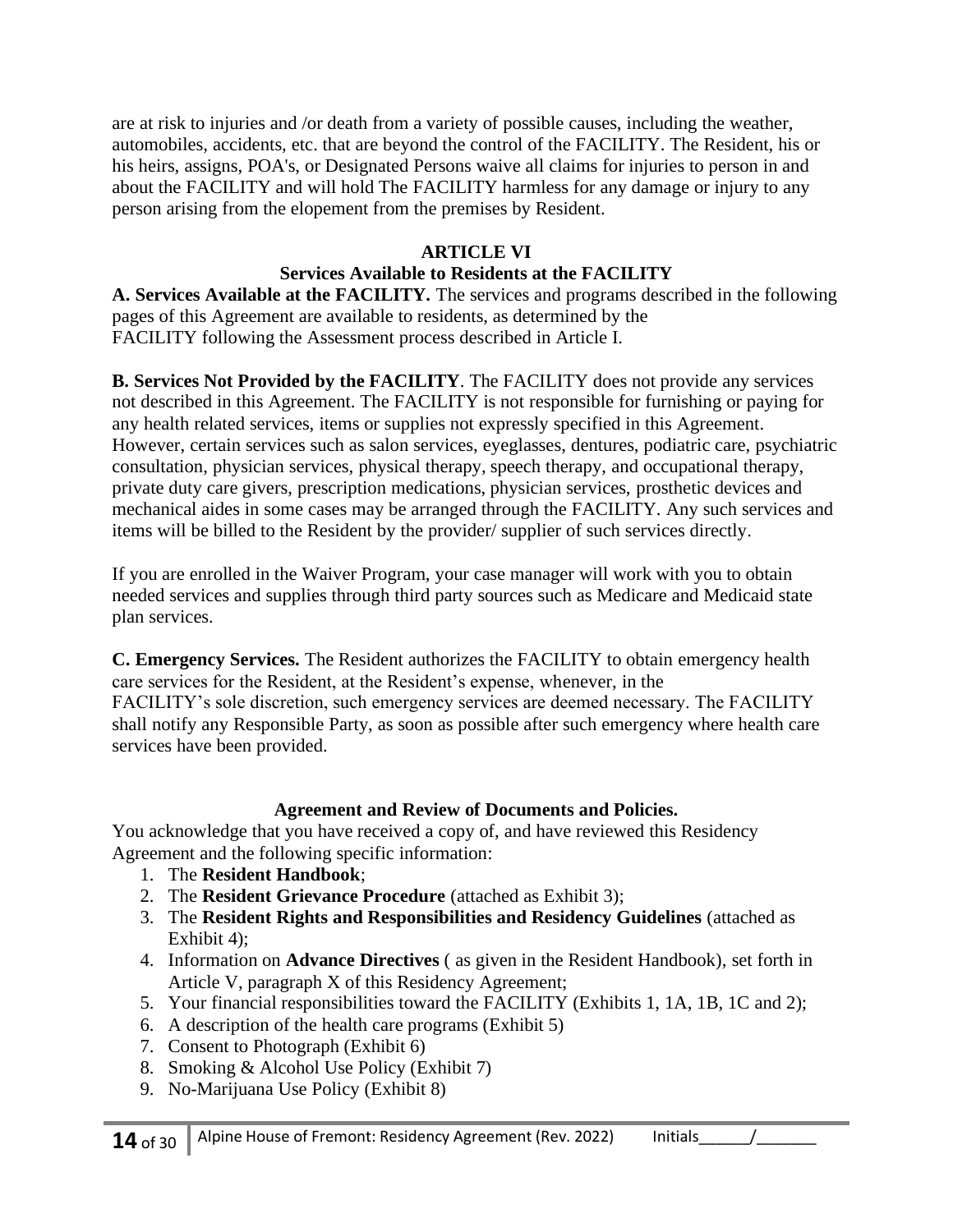are at risk to injuries and /or death from a variety of possible causes, including the weather, automobiles, accidents, etc. that are beyond the control of the FACILITY. The Resident, his or his heirs, assigns, POA's, or Designated Persons waive all claims for injuries to person in and about the FACILITY and will hold The FACILITY harmless for any damage or injury to any person arising from the elopement from the premises by Resident.

## ARTICLE VI
## Services Available to Residents at the FACILITY

**A. Services Available at the FACILITY.** The services and programs described in the following pages of this Agreement are available to residents, as determined by the FACILITY following the Assessment process described in Article I.

**B. Services Not Provided by the FACILITY**. The FACILITY does not provide any services not described in this Agreement. The FACILITY is not responsible for furnishing or paying for any health related services, items or supplies not expressly specified in this Agreement. However, certain services such as salon services, eyeglasses, dentures, podiatric care, psychiatric consultation, physician services, physical therapy, speech therapy, and occupational therapy, private duty care givers, prescription medications, physician services, prosthetic devices and mechanical aides in some cases may be arranged through the FACILITY. Any such services and items will be billed to the Resident by the provider/ supplier of such services directly.

If you are enrolled in the Waiver Program, your case manager will work with you to obtain needed services and supplies through third party sources such as Medicare and Medicaid state plan services.

**C. Emergency Services.** The Resident authorizes the FACILITY to obtain emergency health care services for the Resident, at the Resident's expense, whenever, in the FACILITY's sole discretion, such emergency services are deemed necessary. The FACILITY shall notify any Responsible Party, as soon as possible after such emergency where health care services have been provided.

### Agreement and Review of Documents and Policies.

You acknowledge that you have received a copy of, and have reviewed this Residency Agreement and the following specific information:

1. The **Resident Handbook**;
2. The **Resident Grievance Procedure** (attached as Exhibit 3);
3. The **Resident Rights and Responsibilities and Residency Guidelines** (attached as Exhibit 4);
4. Information on **Advance Directives** ( as given in the Resident Handbook), set forth in Article V, paragraph X of this Residency Agreement;
5. Your financial responsibilities toward the FACILITY (Exhibits 1, 1A, 1B, 1C and 2);
6. A description of the health care programs (Exhibit 5)
7. Consent to Photograph (Exhibit 6)
8. Smoking & Alcohol Use Policy (Exhibit 7)
9. No-Marijuana Use Policy (Exhibit 8)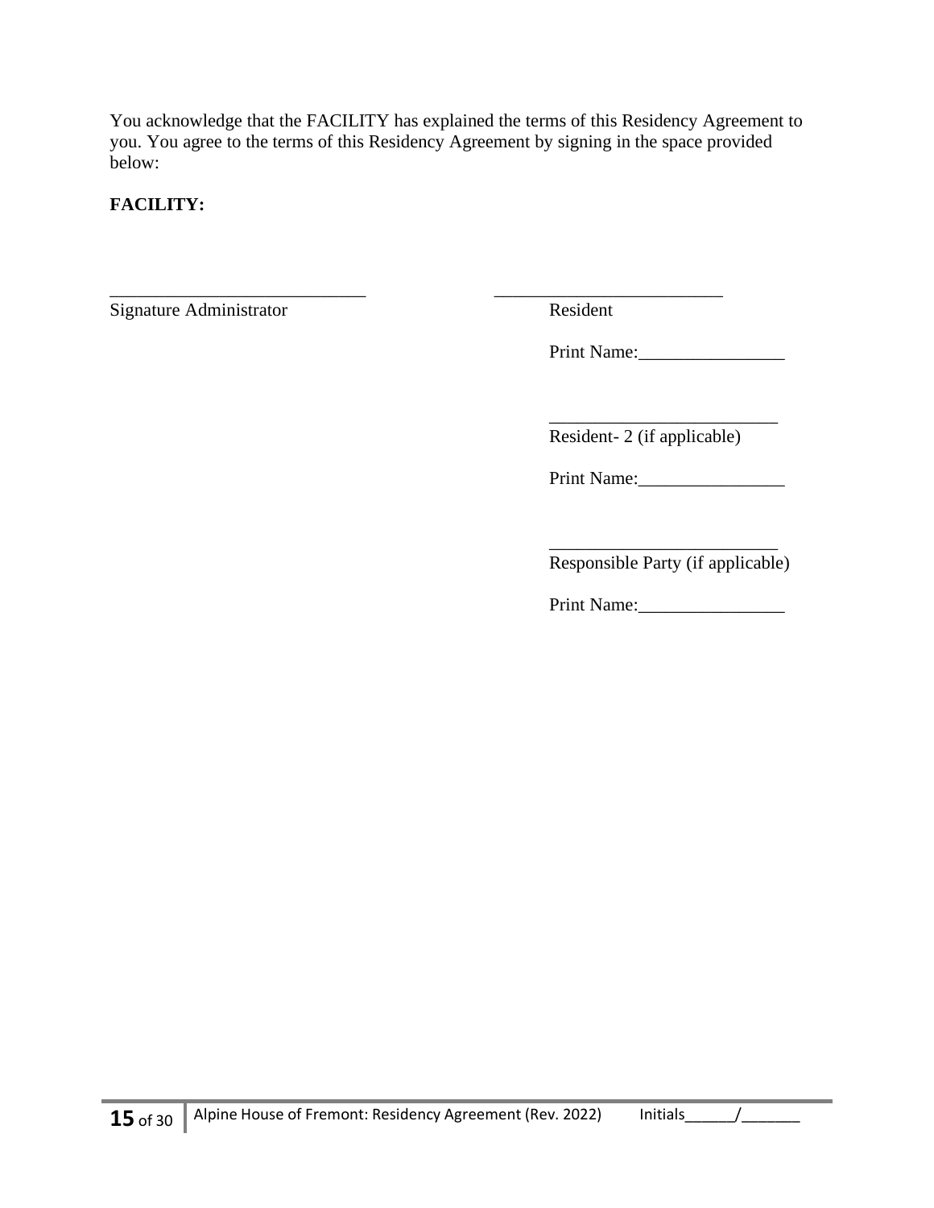You acknowledge that the FACILITY has explained the terms of this Residency Agreement to you. You agree to the terms of this Residency Agreement by signing in the space provided below:

**FACILITY:**

____________________________
Signature Administrator

_________________________
Resident

Print Name:________________

_________________________
Resident- 2 (if applicable)

Print Name:________________

_________________________
Responsible Party (if applicable)

Print Name:________________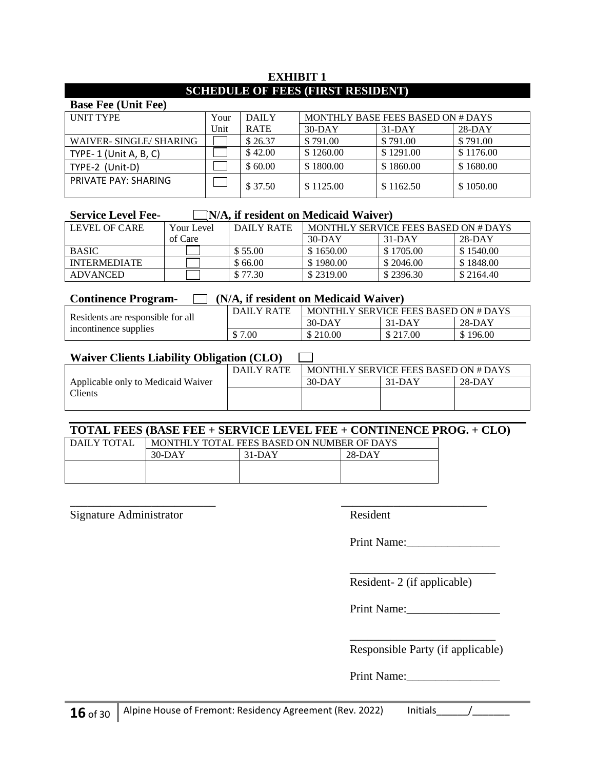## EXHIBIT 1

## SCHEDULE OF FEES (FIRST RESIDENT)

**Base Fee (Unit Fee)**

| UNIT TYPE | Your Unit | DAILY RATE | MONTHLY BASE FEES BASED ON # DAYS | | |
|---|---|---|---|---|---|
| | | | 30-DAY | 31-DAY | 28-DAY |
| WAIVER- SINGLE/ SHARING | ☐ | $ 26.37 | $ 791.00 | $ 791.00 | $ 791.00 |
| TYPE- 1 (Unit A, B, C) | ☐ | $ 42.00 | $ 1260.00 | $ 1291.00 | $ 1176.00 |
| TYPE-2 (Unit-D) | ☐ | $ 60.00 | $ 1800.00 | $ 1860.00 | $ 1680.00 |
| PRIVATE PAY: SHARING | ☐ | $ 37.50 | $ 1125.00 | $ 1162.50 | $ 1050.00 |

**Service Level Fee-** ☐ **(N/A, if resident on Medicaid Waiver)**

| LEVEL OF CARE | Your Level of Care | DAILY RATE | MONTHLY SERVICE FEES BASED ON # DAYS | | |
|---|---|---|---|---|---|
| | | | 30-DAY | 31-DAY | 28-DAY |
| BASIC | ☐ | $ 55.00 | $ 1650.00 | $ 1705.00 | $ 1540.00 |
| INTERMEDIATE | ☐ | $ 66.00 | $ 1980.00 | $ 2046.00 | $ 1848.00 |
| ADVANCED | ☐ | $ 77.30 | $ 2319.00 | $ 2396.30 | $ 2164.40 |

**Continence Program-** ☐ **(N/A, if resident on Medicaid Waiver)**

| Residents are responsible for all incontinence supplies | DAILY RATE | MONTHLY SERVICE FEES BASED ON # DAYS | | |
|---|---|---|---|---|
| | | 30-DAY | 31-DAY | 28-DAY |
| | $ 7.00 | $ 210.00 | $ 217.00 | $ 196.00 |

**Waiver Clients Liability Obligation (CLO)** ☐

| Applicable only to Medicaid Waiver Clients | DAILY RATE | MONTHLY SERVICE FEES BASED ON # DAYS | | |
|---|---|---|---|---|
| | | 30-DAY | 31-DAY | 28-DAY |
| | | | | |

**TOTAL FEES (BASE FEE + SERVICE LEVEL FEE + CONTINENCE PROG. + CLO)**

| DAILY TOTAL | MONTHLY TOTAL FEES BASED ON NUMBER OF DAYS | | |
|---|---|---|---|
| | 30-DAY | 31-DAY | 28-DAY |
| | | | |

_________________________
Signature Administrator

_________________________
Resident

Print Name:________________

_________________________
Resident- 2 (if applicable)

Print Name:________________

_________________________
Responsible Party (if applicable)

Print Name:________________

Alpine House of Fremont: Residency Agreement (Rev. 2022) Initials______/_______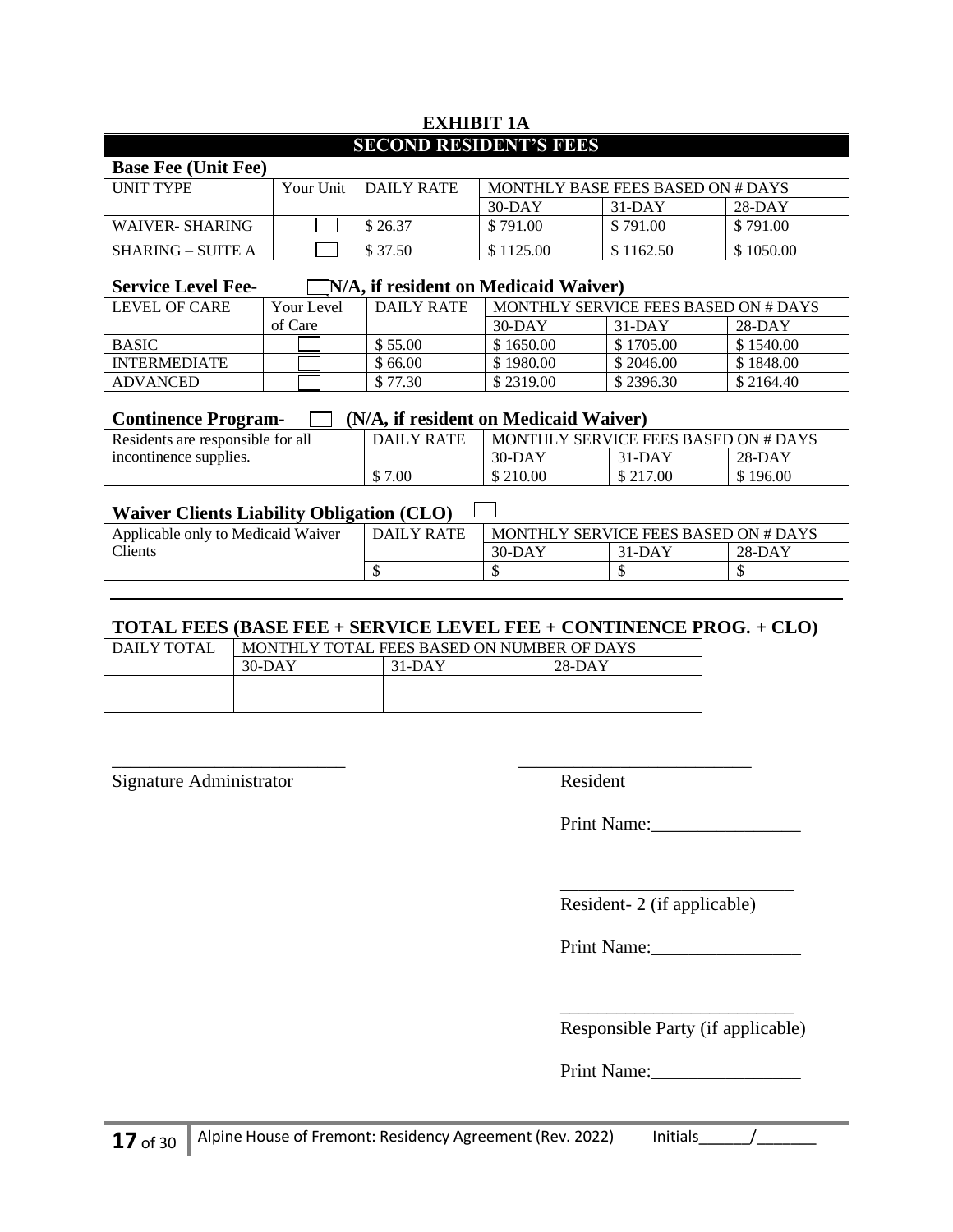# EXHIBIT 1A

## SECOND RESIDENT'S FEES

**Base Fee (Unit Fee)**

| UNIT TYPE | Your Unit | DAILY RATE | MONTHLY BASE FEES BASED ON # DAYS | | |
|---|---|---|---|---|---|
| | | | 30-DAY | 31-DAY | 28-DAY |
| WAIVER- SHARING | ☐ | $ 26.37 | $ 791.00 | $ 791.00 | $ 791.00 |
| SHARING – SUITE A | ☐ | $ 37.50 | $ 1125.00 | $ 1162.50 | $ 1050.00 |

**Service Level Fee-** ☐ **N/A, if resident on Medicaid Waiver)**

| LEVEL OF CARE | Your Level of Care | DAILY RATE | MONTHLY SERVICE FEES BASED ON # DAYS | | |
|---|---|---|---|---|---|
| | | | 30-DAY | 31-DAY | 28-DAY |
| BASIC | ☐ | $ 55.00 | $ 1650.00 | $ 1705.00 | $ 1540.00 |
| INTERMEDIATE | ☐ | $ 66.00 | $ 1980.00 | $ 2046.00 | $ 1848.00 |
| ADVANCED | ☐ | $ 77.30 | $ 2319.00 | $ 2396.30 | $ 2164.40 |

**Continence Program-** ☐ **(N/A, if resident on Medicaid Waiver)**

| Residents are responsible for all incontinence supplies. | DAILY RATE | MONTHLY SERVICE FEES BASED ON # DAYS | | |
|---|---|---|---|---|
| | | 30-DAY | 31-DAY | 28-DAY |
| | $ 7.00 | $ 210.00 | $ 217.00 | $ 196.00 |

**Waiver Clients Liability Obligation (CLO)** ☐

| Applicable only to Medicaid Waiver Clients | DAILY RATE | MONTHLY SERVICE FEES BASED ON # DAYS | | |
|---|---|---|---|---|
| | | 30-DAY | 31-DAY | 28-DAY |
| | $ | $ | $ | $ |

**TOTAL FEES (BASE FEE + SERVICE LEVEL FEE + CONTINENCE PROG. + CLO)**

| DAILY TOTAL | MONTHLY TOTAL FEES BASED ON NUMBER OF DAYS | | |
|---|---|---|---|
| | 30-DAY | 31-DAY | 28-DAY |
| | | | |

_________________________
Signature Administrator

_________________________
Resident

Print Name:________________

_________________________
Resident- 2 (if applicable)

Print Name:________________

_________________________
Responsible Party (if applicable)

Print Name:________________

Alpine House of Fremont: Residency Agreement (Rev. 2022) Initials______/_______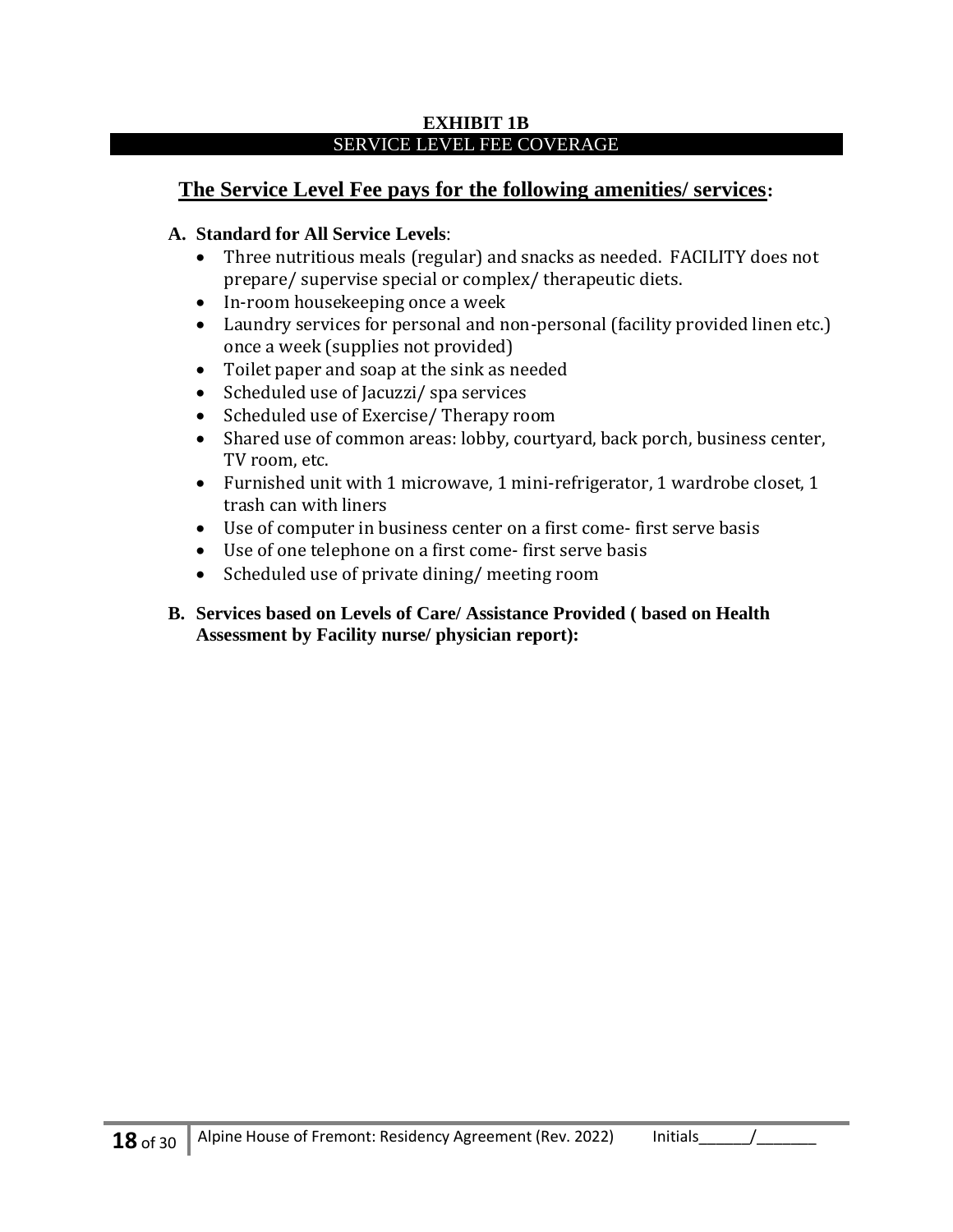# EXHIBIT 1B

## SERVICE LEVEL FEE COVERAGE

## The Service Level Fee pays for the following amenities/ services:

**A. Standard for All Service Levels**:

- Three nutritious meals (regular) and snacks as needed. FACILITY does not prepare/ supervise special or complex/ therapeutic diets.
- In-room housekeeping once a week
- Laundry services for personal and non-personal (facility provided linen etc.) once a week (supplies not provided)
- Toilet paper and soap at the sink as needed
- Scheduled use of Jacuzzi/ spa services
- Scheduled use of Exercise/ Therapy room
- Shared use of common areas: lobby, courtyard, back porch, business center, TV room, etc.
- Furnished unit with 1 microwave, 1 mini-refrigerator, 1 wardrobe closet, 1 trash can with liners
- Use of computer in business center on a first come- first serve basis
- Use of one telephone on a first come- first serve basis
- Scheduled use of private dining/ meeting room

**B. Services based on Levels of Care/ Assistance Provided ( based on Health Assessment by Facility nurse/ physician report):**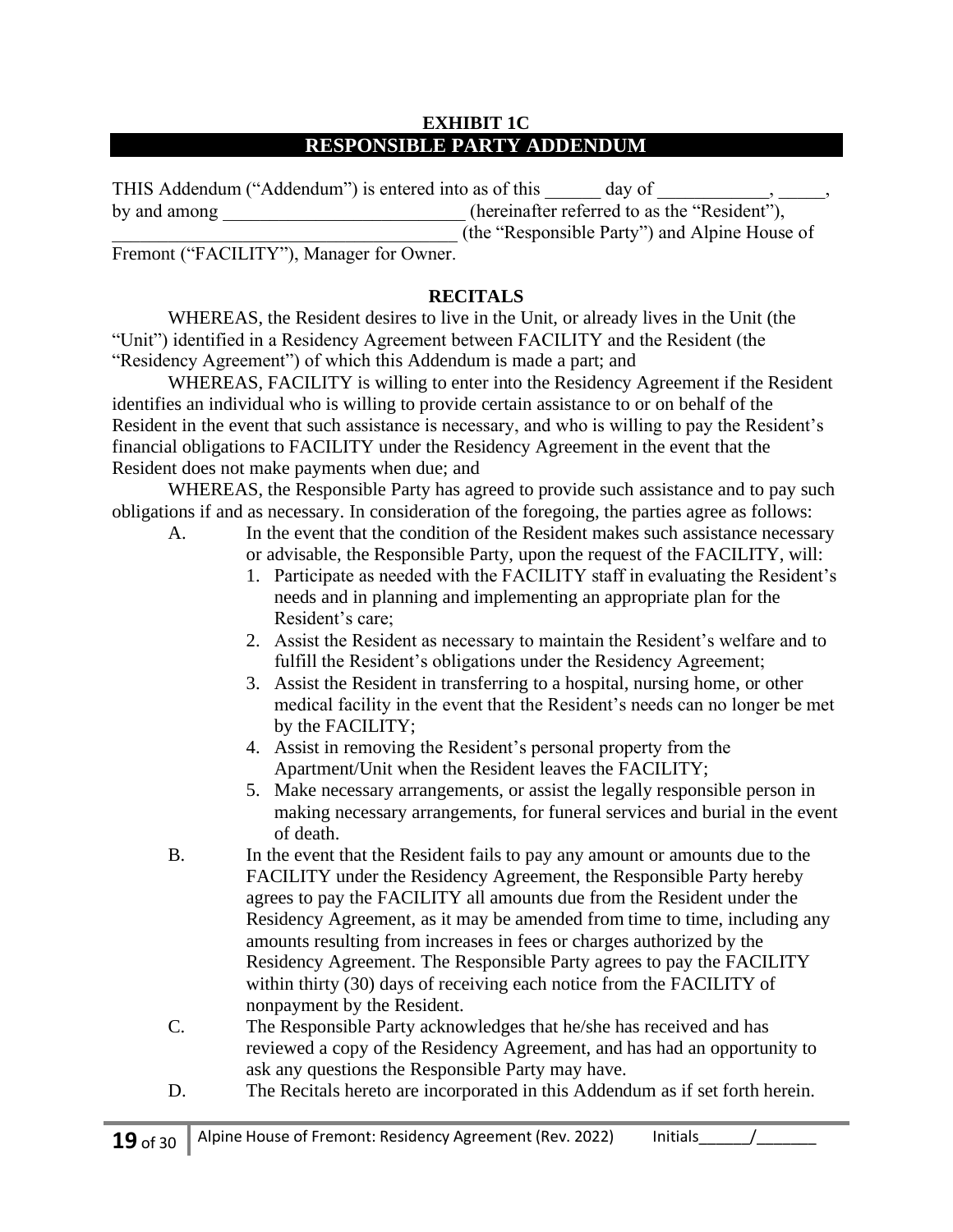**EXHIBIT 1C**

## RESPONSIBLE PARTY ADDENDUM

THIS Addendum ("Addendum") is entered into as of this ______ day of ____________, _____, by and among __________________________ (hereinafter referred to as the "Resident"), _____________________________________ (the "Responsible Party") and Alpine House of Fremont ("FACILITY"), Manager for Owner.

**RECITALS**

WHEREAS, the Resident desires to live in the Unit, or already lives in the Unit (the "Unit") identified in a Residency Agreement between FACILITY and the Resident (the "Residency Agreement") of which this Addendum is made a part; and

WHEREAS, FACILITY is willing to enter into the Residency Agreement if the Resident identifies an individual who is willing to provide certain assistance to or on behalf of the Resident in the event that such assistance is necessary, and who is willing to pay the Resident's financial obligations to FACILITY under the Residency Agreement in the event that the Resident does not make payments when due; and

WHEREAS, the Responsible Party has agreed to provide such assistance and to pay such obligations if and as necessary. In consideration of the foregoing, the parties agree as follows:

A. In the event that the condition of the Resident makes such assistance necessary or advisable, the Responsible Party, upon the request of the FACILITY, will:
   1. Participate as needed with the FACILITY staff in evaluating the Resident's needs and in planning and implementing an appropriate plan for the Resident's care;
   2. Assist the Resident as necessary to maintain the Resident's welfare and to fulfill the Resident's obligations under the Residency Agreement;
   3. Assist the Resident in transferring to a hospital, nursing home, or other medical facility in the event that the Resident's needs can no longer be met by the FACILITY;
   4. Assist in removing the Resident's personal property from the Apartment/Unit when the Resident leaves the FACILITY;
   5. Make necessary arrangements, or assist the legally responsible person in making necessary arrangements, for funeral services and burial in the event of death.

B. In the event that the Resident fails to pay any amount or amounts due to the FACILITY under the Residency Agreement, the Responsible Party hereby agrees to pay the FACILITY all amounts due from the Resident under the Residency Agreement, as it may be amended from time to time, including any amounts resulting from increases in fees or charges authorized by the Residency Agreement. The Responsible Party agrees to pay the FACILITY within thirty (30) days of receiving each notice from the FACILITY of nonpayment by the Resident.

C. The Responsible Party acknowledges that he/she has received and has reviewed a copy of the Residency Agreement, and has had an opportunity to ask any questions the Responsible Party may have.

D. The Recitals hereto are incorporated in this Addendum as if set forth herein.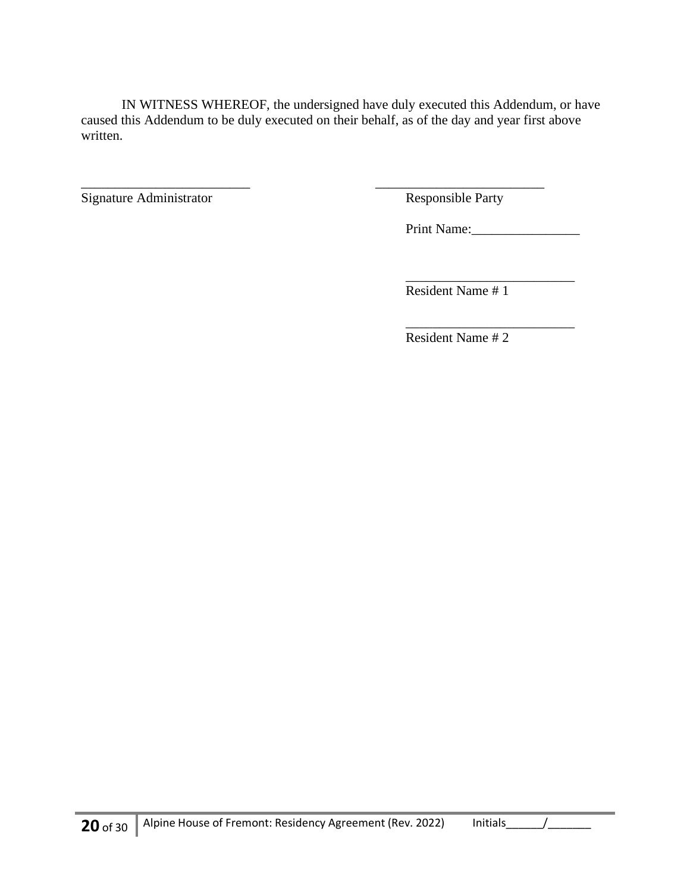IN WITNESS WHEREOF, the undersigned have duly executed this Addendum, or have caused this Addendum to be duly executed on their behalf, as of the day and year first above written.

_________________________ Signature Administrator

_________________________ Responsible Party

Print Name:________________

_________________________ Resident Name # 1

_________________________ Resident Name # 2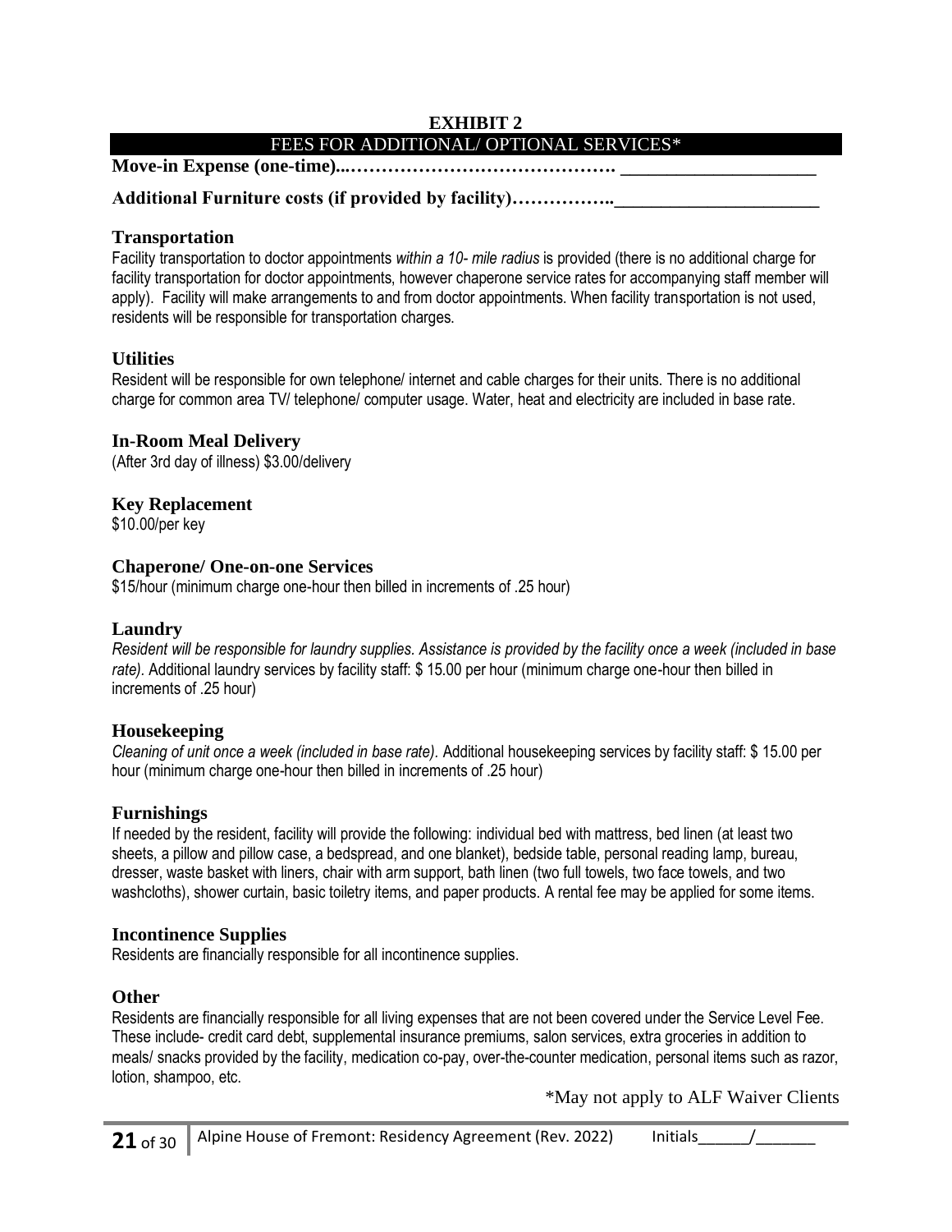**EXHIBIT 2**

**FEES FOR ADDITIONAL/ OPTIONAL SERVICES***

**Move-in Expense (one-time)...……………………………………. _____________________**

**Additional Furniture costs (if provided by facility)……………..______________________**

### Transportation

Facility transportation to doctor appointments *within a 10- mile radius* is provided (there is no additional charge for facility transportation for doctor appointments, however chaperone service rates for accompanying staff member will apply). Facility will make arrangements to and from doctor appointments. When facility transportation is not used, residents will be responsible for transportation charges.

### Utilities

Resident will be responsible for own telephone/ internet and cable charges for their units. There is no additional charge for common area TV/ telephone/ computer usage. Water, heat and electricity are included in base rate.

### In-Room Meal Delivery

(After 3rd day of illness) $3.00/delivery

### Key Replacement

$10.00/per key

### Chaperone/ One-on-one Services

$15/hour (minimum charge one-hour then billed in increments of .25 hour)

### Laundry

*Resident will be responsible for laundry supplies. Assistance is provided by the facility once a week (included in base rate).* Additional laundry services by facility staff: $ 15.00 per hour (minimum charge one-hour then billed in increments of .25 hour)

### Housekeeping

*Cleaning of unit once a week (included in base rate).* Additional housekeeping services by facility staff: $ 15.00 per hour (minimum charge one-hour then billed in increments of .25 hour)

### Furnishings

If needed by the resident, facility will provide the following: individual bed with mattress, bed linen (at least two sheets, a pillow and pillow case, a bedspread, and one blanket), bedside table, personal reading lamp, bureau, dresser, waste basket with liners, chair with arm support, bath linen (two full towels, two face towels, and two washcloths), shower curtain, basic toiletry items, and paper products. A rental fee may be applied for some items.

### Incontinence Supplies

Residents are financially responsible for all incontinence supplies.

### Other

Residents are financially responsible for all living expenses that are not been covered under the Service Level Fee. These include- credit card debt, supplemental insurance premiums, salon services, extra groceries in addition to meals/ snacks provided by the facility, medication co-pay, over-the-counter medication, personal items such as razor, lotion, shampoo, etc.

*May not apply to ALF Waiver Clients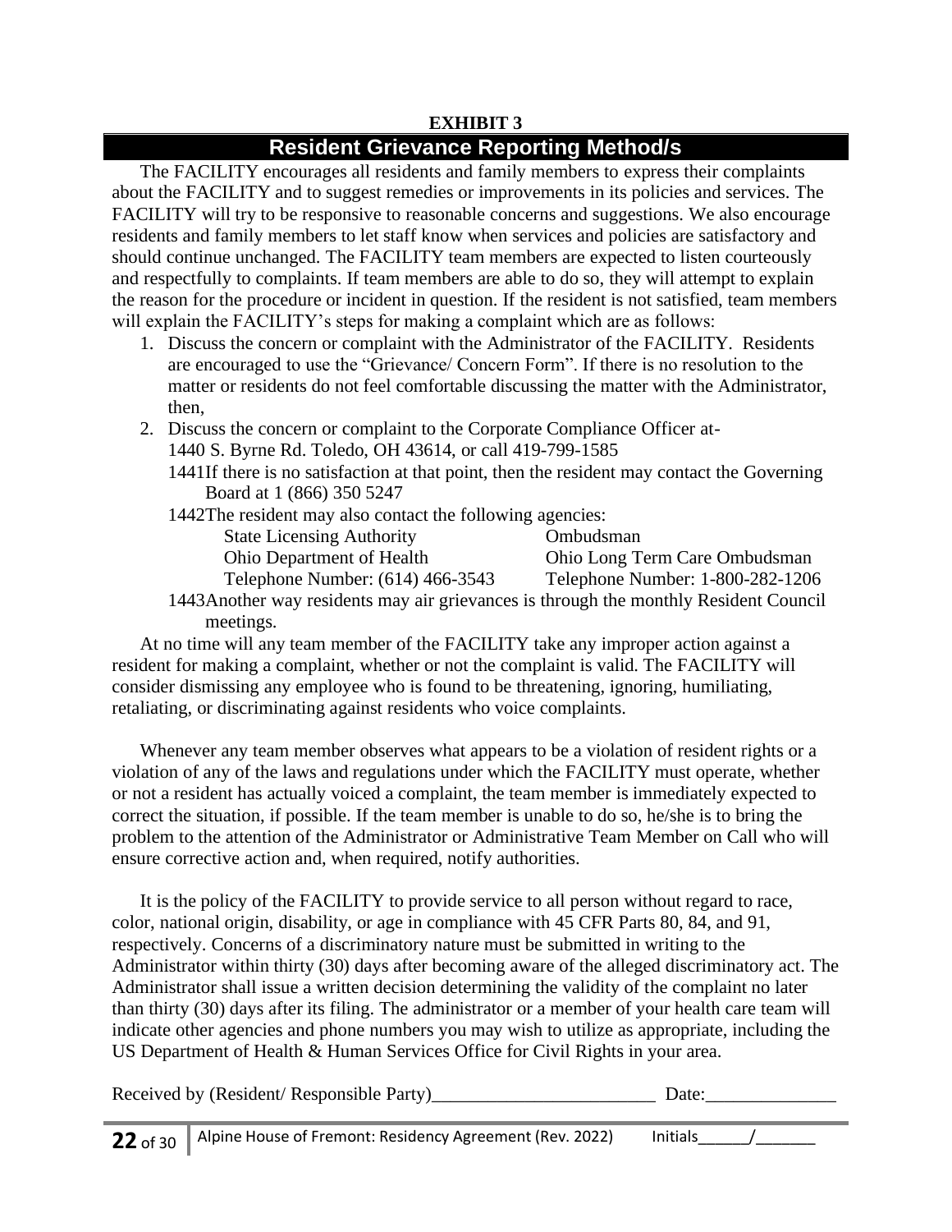**EXHIBIT 3**

## Resident Grievance Reporting Method/s

The FACILITY encourages all residents and family members to express their complaints about the FACILITY and to suggest remedies or improvements in its policies and services. The FACILITY will try to be responsive to reasonable concerns and suggestions. We also encourage residents and family members to let staff know when services and policies are satisfactory and should continue unchanged. The FACILITY team members are expected to listen courteously and respectfully to complaints. If team members are able to do so, they will attempt to explain the reason for the procedure or incident in question. If the resident is not satisfied, team members will explain the FACILITY's steps for making a complaint which are as follows:

1. Discuss the concern or complaint with the Administrator of the FACILITY. Residents are encouraged to use the "Grievance/ Concern Form". If there is no resolution to the matter or residents do not feel comfortable discussing the matter with the Administrator, then,
2. Discuss the concern or complaint to the Corporate Compliance Officer at- 1440 S. Byrne Rd. Toledo, OH 43614, or call 419-799-1585

   1441If there is no satisfaction at that point, then the resident may contact the Governing Board at 1 (866) 350 5247

   1442The resident may also contact the following agencies:

   | State Licensing Authority | Ombudsman |
   |---|---|
   | Ohio Department of Health | Ohio Long Term Care Ombudsman |
   | Telephone Number: (614) 466-3543 | Telephone Number: 1-800-282-1206 |

   1443Another way residents may air grievances is through the monthly Resident Council meetings.

At no time will any team member of the FACILITY take any improper action against a resident for making a complaint, whether or not the complaint is valid. The FACILITY will consider dismissing any employee who is found to be threatening, ignoring, humiliating, retaliating, or discriminating against residents who voice complaints.

Whenever any team member observes what appears to be a violation of resident rights or a violation of any of the laws and regulations under which the FACILITY must operate, whether or not a resident has actually voiced a complaint, the team member is immediately expected to correct the situation, if possible. If the team member is unable to do so, he/she is to bring the problem to the attention of the Administrator or Administrative Team Member on Call who will ensure corrective action and, when required, notify authorities.

It is the policy of the FACILITY to provide service to all person without regard to race, color, national origin, disability, or age in compliance with 45 CFR Parts 80, 84, and 91, respectively. Concerns of a discriminatory nature must be submitted in writing to the Administrator within thirty (30) days after becoming aware of the alleged discriminatory act. The Administrator shall issue a written decision determining the validity of the complaint no later than thirty (30) days after its filing. The administrator or a member of your health care team will indicate other agencies and phone numbers you may wish to utilize as appropriate, including the US Department of Health & Human Services Office for Civil Rights in your area.

Received by (Resident/ Responsible Party)________________________ Date:______________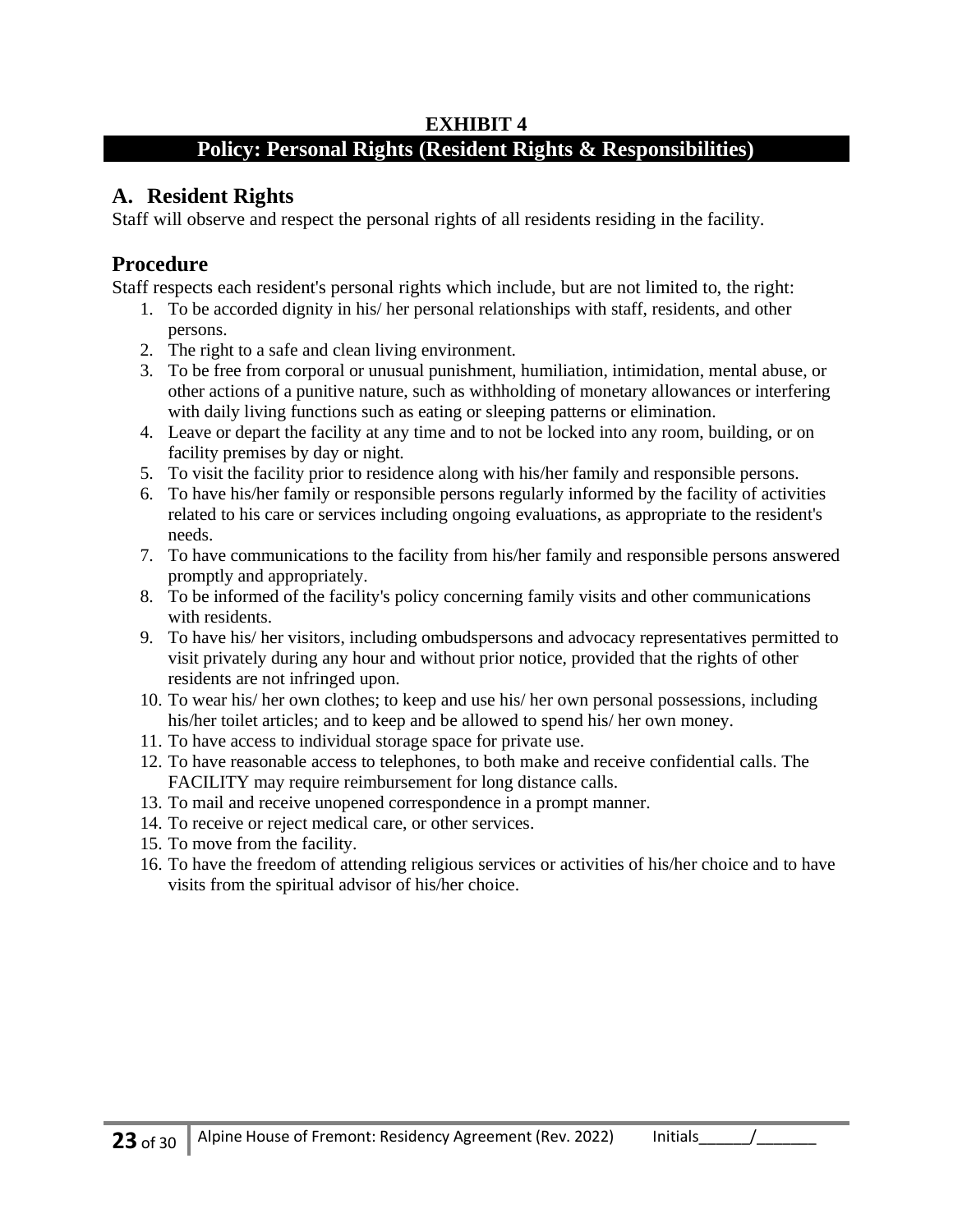**EXHIBIT 4**

## Policy: Personal Rights (Resident Rights & Responsibilities)

### A. Resident Rights

Staff will observe and respect the personal rights of all residents residing in the facility.

### Procedure

Staff respects each resident's personal rights which include, but are not limited to, the right:

1. To be accorded dignity in his/ her personal relationships with staff, residents, and other persons.
2. The right to a safe and clean living environment.
3. To be free from corporal or unusual punishment, humiliation, intimidation, mental abuse, or other actions of a punitive nature, such as withholding of monetary allowances or interfering with daily living functions such as eating or sleeping patterns or elimination.
4. Leave or depart the facility at any time and to not be locked into any room, building, or on facility premises by day or night.
5. To visit the facility prior to residence along with his/her family and responsible persons.
6. To have his/her family or responsible persons regularly informed by the facility of activities related to his care or services including ongoing evaluations, as appropriate to the resident's needs.
7. To have communications to the facility from his/her family and responsible persons answered promptly and appropriately.
8. To be informed of the facility's policy concerning family visits and other communications with residents.
9. To have his/ her visitors, including ombudspersons and advocacy representatives permitted to visit privately during any hour and without prior notice, provided that the rights of other residents are not infringed upon.
10. To wear his/ her own clothes; to keep and use his/ her own personal possessions, including his/her toilet articles; and to keep and be allowed to spend his/ her own money.
11. To have access to individual storage space for private use.
12. To have reasonable access to telephones, to both make and receive confidential calls. The FACILITY may require reimbursement for long distance calls.
13. To mail and receive unopened correspondence in a prompt manner.
14. To receive or reject medical care, or other services.
15. To move from the facility.
16. To have the freedom of attending religious services or activities of his/her choice and to have visits from the spiritual advisor of his/her choice.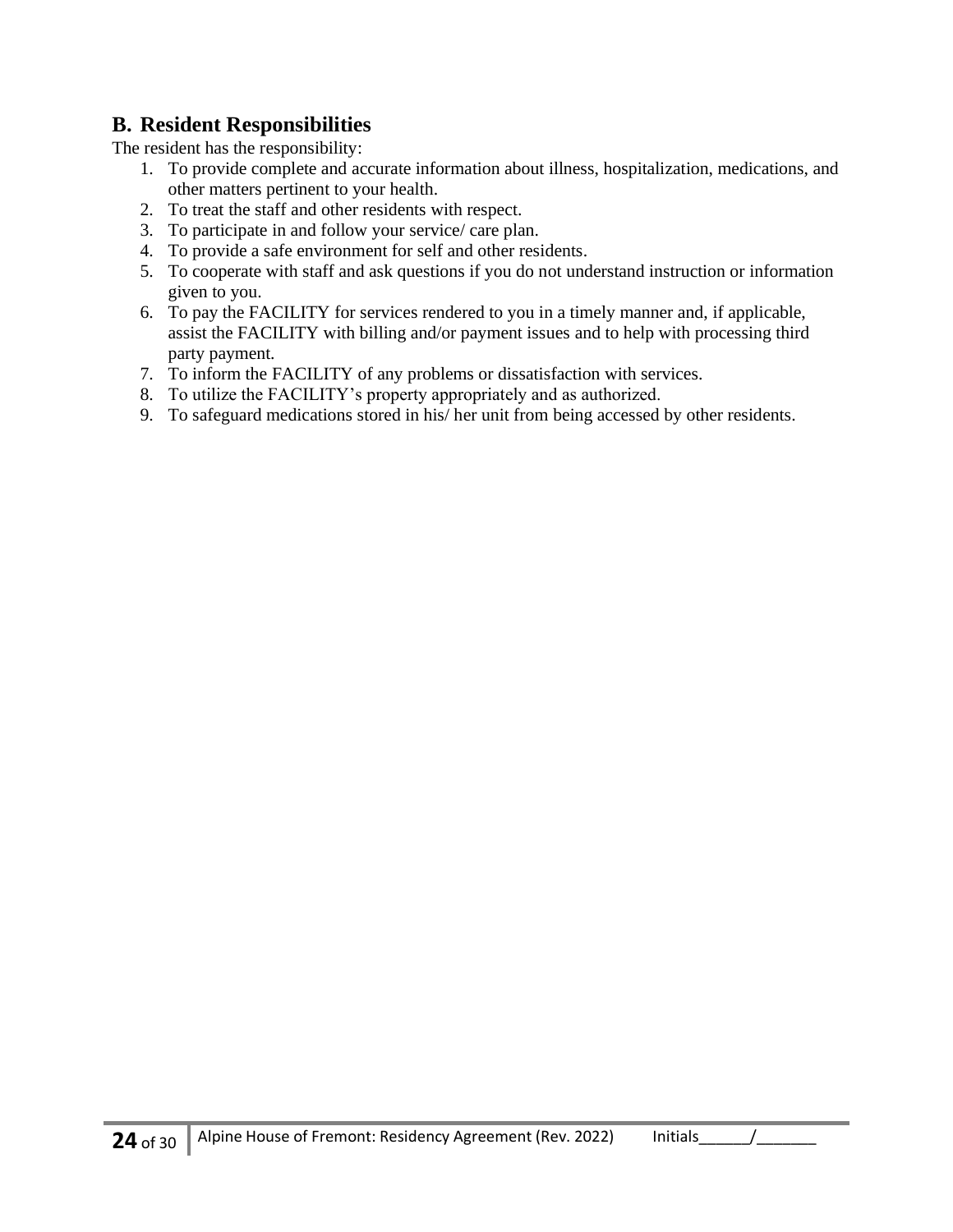## B. Resident Responsibilities

The resident has the responsibility:

1. To provide complete and accurate information about illness, hospitalization, medications, and other matters pertinent to your health.
2. To treat the staff and other residents with respect.
3. To participate in and follow your service/ care plan.
4. To provide a safe environment for self and other residents.
5. To cooperate with staff and ask questions if you do not understand instruction or information given to you.
6. To pay the FACILITY for services rendered to you in a timely manner and, if applicable, assist the FACILITY with billing and/or payment issues and to help with processing third party payment.
7. To inform the FACILITY of any problems or dissatisfaction with services.
8. To utilize the FACILITY's property appropriately and as authorized.
9. To safeguard medications stored in his/ her unit from being accessed by other residents.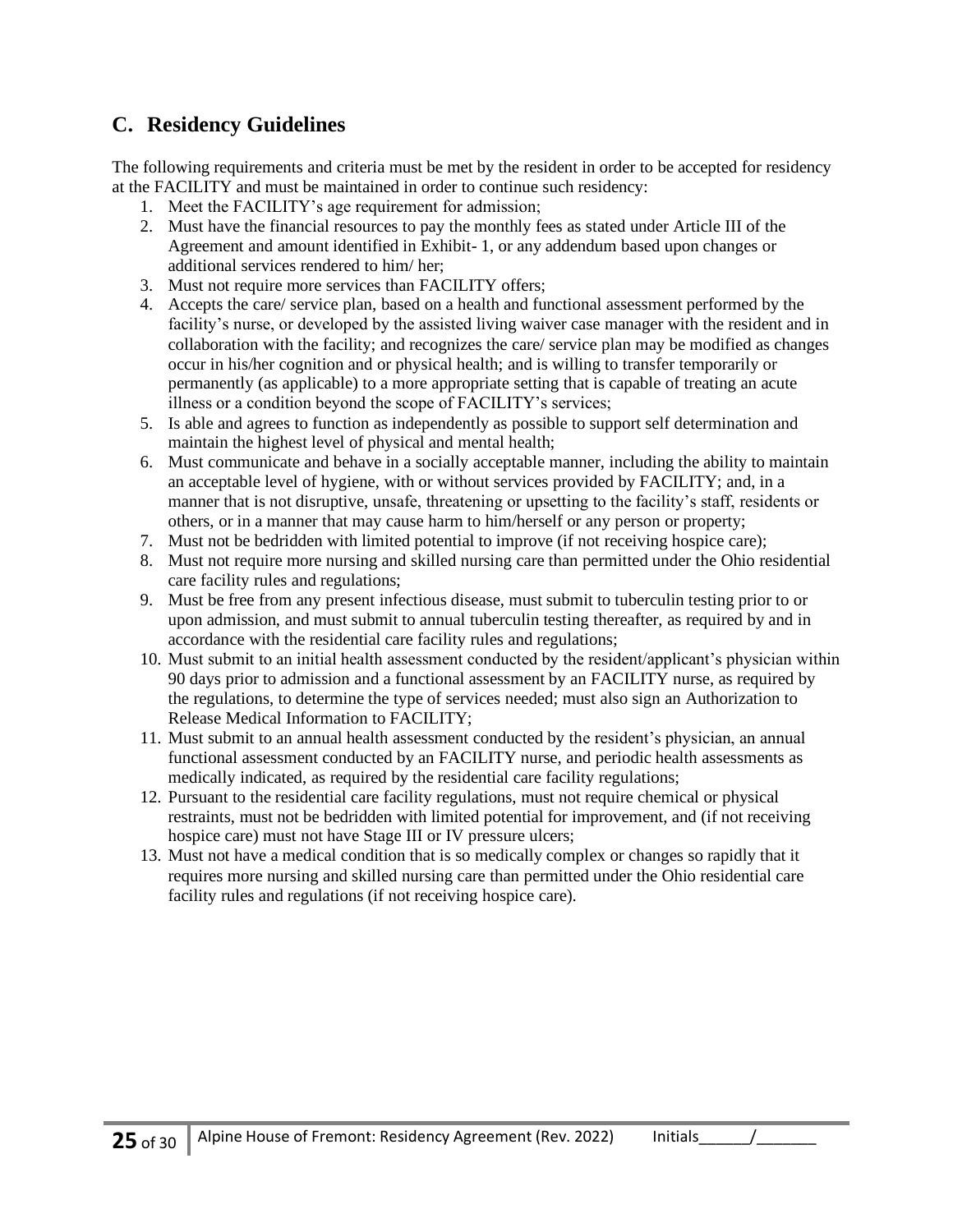## C. Residency Guidelines

The following requirements and criteria must be met by the resident in order to be accepted for residency at the FACILITY and must be maintained in order to continue such residency:

1. Meet the FACILITY's age requirement for admission;
2. Must have the financial resources to pay the monthly fees as stated under Article III of the Agreement and amount identified in Exhibit- 1, or any addendum based upon changes or additional services rendered to him/ her;
3. Must not require more services than FACILITY offers;
4. Accepts the care/ service plan, based on a health and functional assessment performed by the facility's nurse, or developed by the assisted living waiver case manager with the resident and in collaboration with the facility; and recognizes the care/ service plan may be modified as changes occur in his/her cognition and or physical health; and is willing to transfer temporarily or permanently (as applicable) to a more appropriate setting that is capable of treating an acute illness or a condition beyond the scope of FACILITY's services;
5. Is able and agrees to function as independently as possible to support self determination and maintain the highest level of physical and mental health;
6. Must communicate and behave in a socially acceptable manner, including the ability to maintain an acceptable level of hygiene, with or without services provided by FACILITY; and, in a manner that is not disruptive, unsafe, threatening or upsetting to the facility's staff, residents or others, or in a manner that may cause harm to him/herself or any person or property;
7. Must not be bedridden with limited potential to improve (if not receiving hospice care);
8. Must not require more nursing and skilled nursing care than permitted under the Ohio residential care facility rules and regulations;
9. Must be free from any present infectious disease, must submit to tuberculin testing prior to or upon admission, and must submit to annual tuberculin testing thereafter, as required by and in accordance with the residential care facility rules and regulations;
10. Must submit to an initial health assessment conducted by the resident/applicant's physician within 90 days prior to admission and a functional assessment by an FACILITY nurse, as required by the regulations, to determine the type of services needed; must also sign an Authorization to Release Medical Information to FACILITY;
11. Must submit to an annual health assessment conducted by the resident's physician, an annual functional assessment conducted by an FACILITY nurse, and periodic health assessments as medically indicated, as required by the residential care facility regulations;
12. Pursuant to the residential care facility regulations, must not require chemical or physical restraints, must not be bedridden with limited potential for improvement, and (if not receiving hospice care) must not have Stage III or IV pressure ulcers;
13. Must not have a medical condition that is so medically complex or changes so rapidly that it requires more nursing and skilled nursing care than permitted under the Ohio residential care facility rules and regulations (if not receiving hospice care).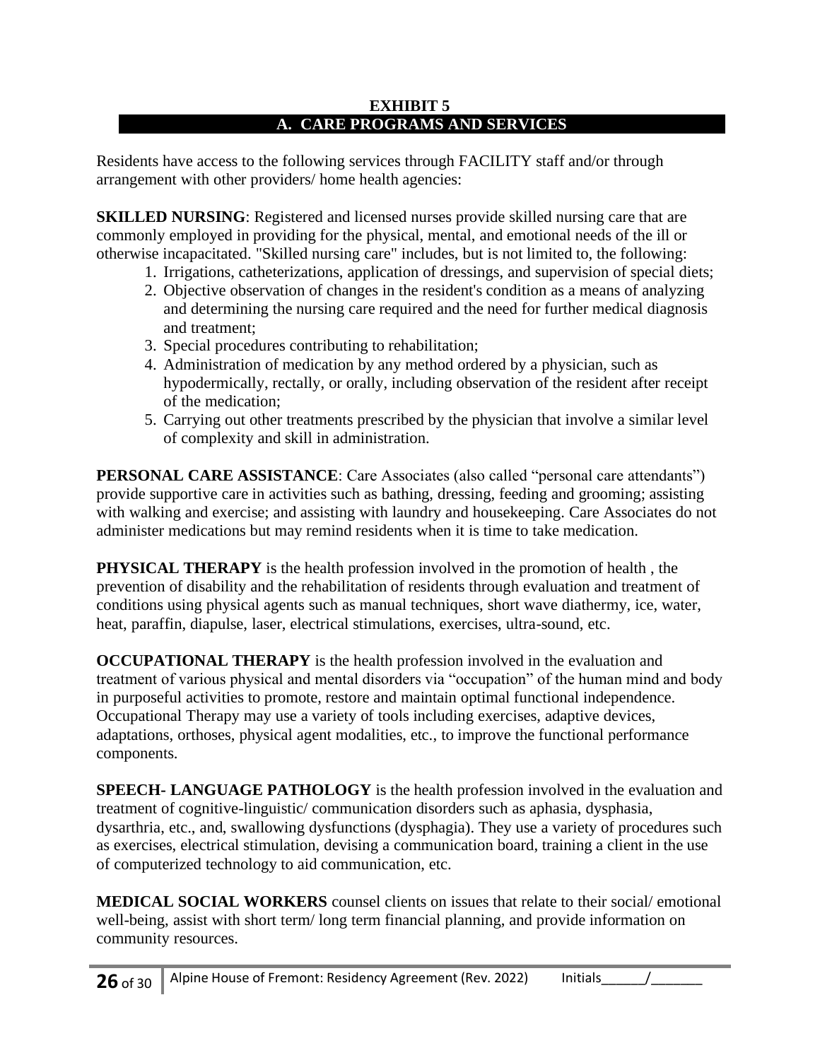**EXHIBIT 5**

## A. CARE PROGRAMS AND SERVICES

Residents have access to the following services through FACILITY staff and/or through arrangement with other providers/ home health agencies:

**SKILLED NURSING**: Registered and licensed nurses provide skilled nursing care that are commonly employed in providing for the physical, mental, and emotional needs of the ill or otherwise incapacitated. "Skilled nursing care" includes, but is not limited to, the following:

1. Irrigations, catheterizations, application of dressings, and supervision of special diets;
2. Objective observation of changes in the resident's condition as a means of analyzing and determining the nursing care required and the need for further medical diagnosis and treatment;
3. Special procedures contributing to rehabilitation;
4. Administration of medication by any method ordered by a physician, such as hypodermically, rectally, or orally, including observation of the resident after receipt of the medication;
5. Carrying out other treatments prescribed by the physician that involve a similar level of complexity and skill in administration.

**PERSONAL CARE ASSISTANCE**: Care Associates (also called "personal care attendants") provide supportive care in activities such as bathing, dressing, feeding and grooming; assisting with walking and exercise; and assisting with laundry and housekeeping. Care Associates do not administer medications but may remind residents when it is time to take medication.

**PHYSICAL THERAPY** is the health profession involved in the promotion of health , the prevention of disability and the rehabilitation of residents through evaluation and treatment of conditions using physical agents such as manual techniques, short wave diathermy, ice, water, heat, paraffin, diapulse, laser, electrical stimulations, exercises, ultra-sound, etc.

**OCCUPATIONAL THERAPY** is the health profession involved in the evaluation and treatment of various physical and mental disorders via "occupation" of the human mind and body in purposeful activities to promote, restore and maintain optimal functional independence. Occupational Therapy may use a variety of tools including exercises, adaptive devices, adaptations, orthoses, physical agent modalities, etc., to improve the functional performance components.

**SPEECH- LANGUAGE PATHOLOGY** is the health profession involved in the evaluation and treatment of cognitive-linguistic/ communication disorders such as aphasia, dysphasia, dysarthria, etc., and, swallowing dysfunctions (dysphagia). They use a variety of procedures such as exercises, electrical stimulation, devising a communication board, training a client in the use of computerized technology to aid communication, etc.

**MEDICAL SOCIAL WORKERS** counsel clients on issues that relate to their social/ emotional well-being, assist with short term/ long term financial planning, and provide information on community resources.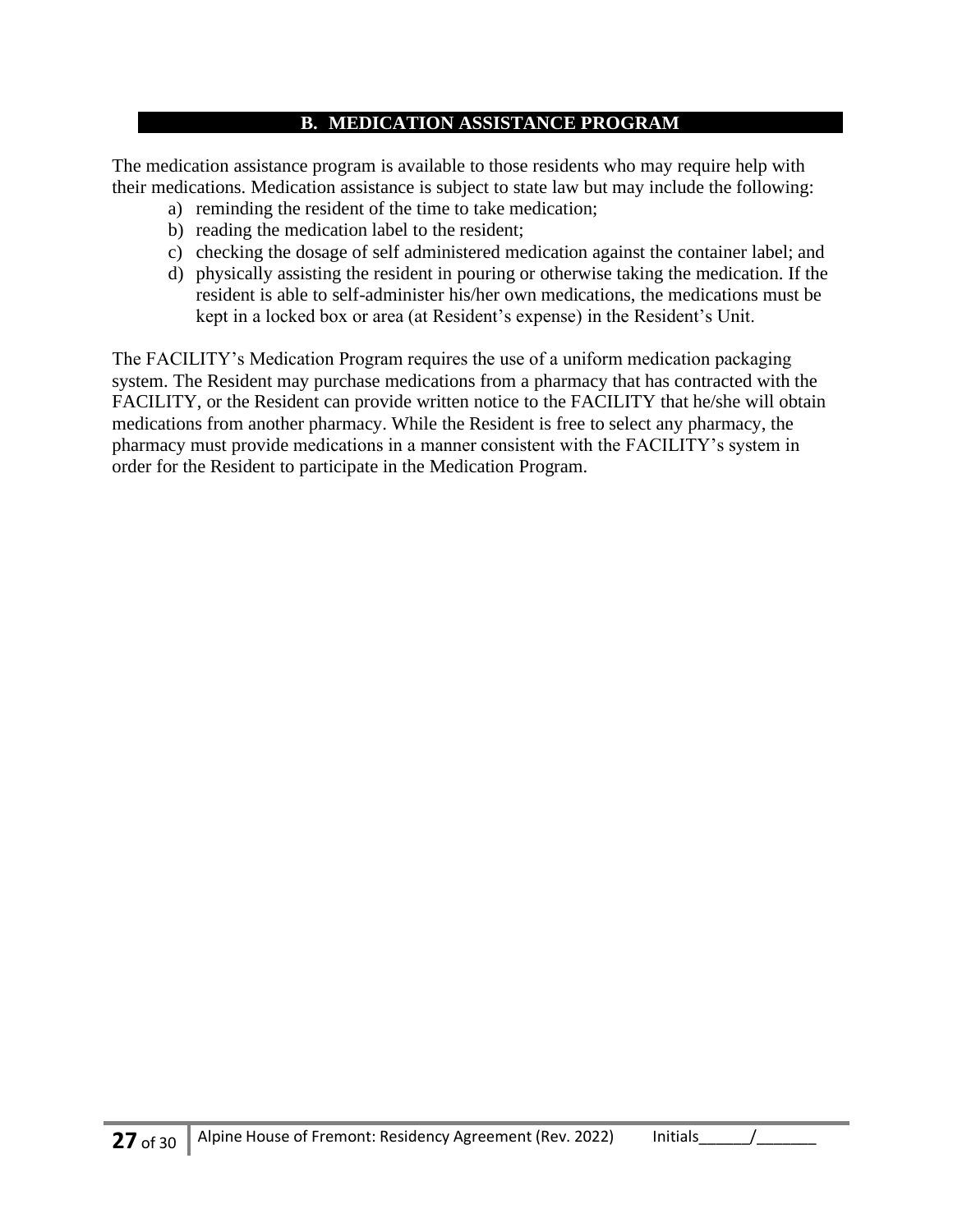## B. MEDICATION ASSISTANCE PROGRAM

The medication assistance program is available to those residents who may require help with their medications. Medication assistance is subject to state law but may include the following:

a) reminding the resident of the time to take medication;
b) reading the medication label to the resident;
c) checking the dosage of self administered medication against the container label; and
d) physically assisting the resident in pouring or otherwise taking the medication. If the resident is able to self-administer his/her own medications, the medications must be kept in a locked box or area (at Resident's expense) in the Resident's Unit.

The FACILITY's Medication Program requires the use of a uniform medication packaging system. The Resident may purchase medications from a pharmacy that has contracted with the FACILITY, or the Resident can provide written notice to the FACILITY that he/she will obtain medications from another pharmacy. While the Resident is free to select any pharmacy, the pharmacy must provide medications in a manner consistent with the FACILITY's system in order for the Resident to participate in the Medication Program.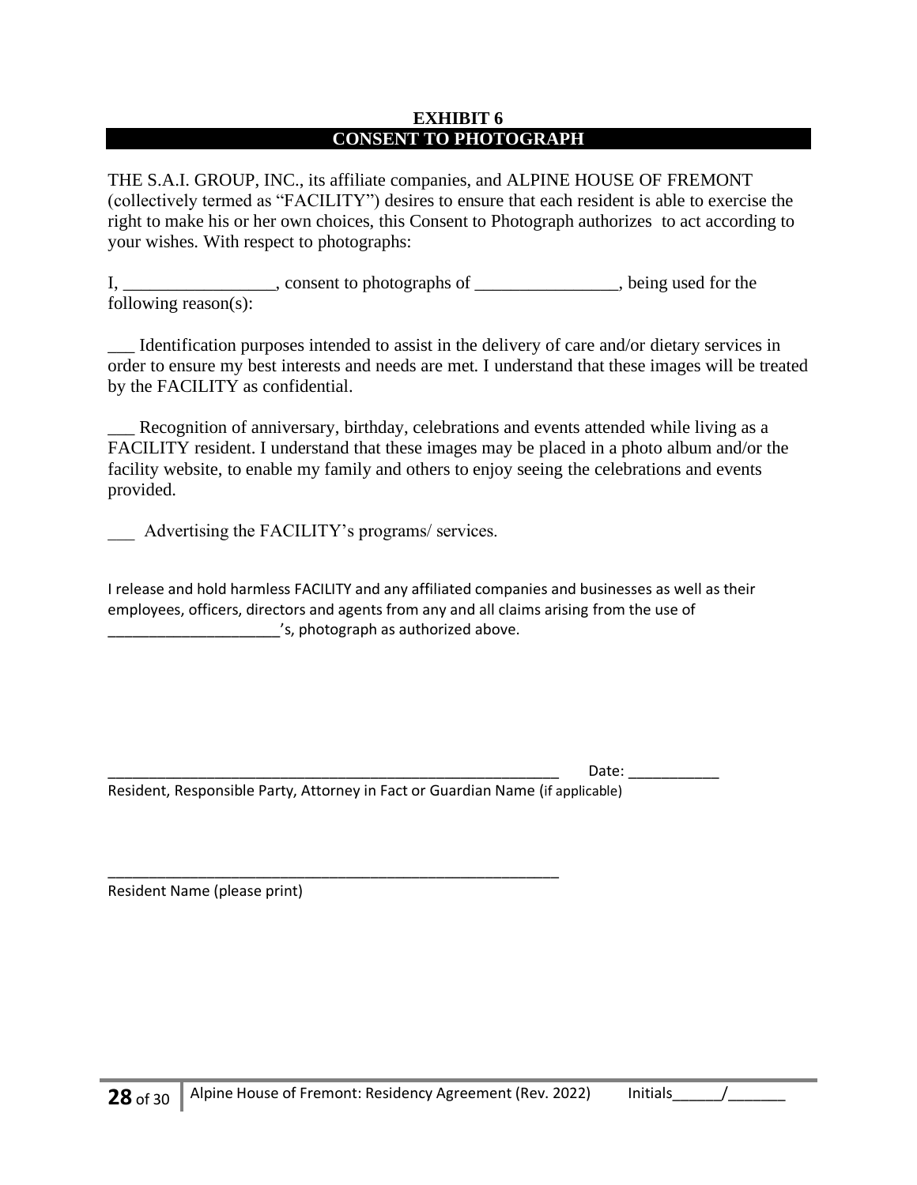**EXHIBIT 6**

**CONSENT TO PHOTOGRAPH**

THE S.A.I. GROUP, INC., its affiliate companies, and ALPINE HOUSE OF FREMONT (collectively termed as "FACILITY") desires to ensure that each resident is able to exercise the right to make his or her own choices, this Consent to Photograph authorizes  to act according to your wishes. With respect to photographs:

I, _________________, consent to photographs of ________________, being used for the following reason(s):

___ Identification purposes intended to assist in the delivery of care and/or dietary services in order to ensure my best interests and needs are met. I understand that these images will be treated by the FACILITY as confidential.

___ Recognition of anniversary, birthday, celebrations and events attended while living as a FACILITY resident. I understand that these images may be placed in a photo album and/or the facility website, to enable my family and others to enjoy seeing the celebrations and events provided.

___ Advertising the FACILITY's programs/ services.

I release and hold harmless FACILITY and any affiliated companies and businesses as well as their employees, officers, directors and agents from any and all claims arising from the use of _____________________'s, photograph as authorized above.

_________________________________________________________ Date: ___________

Resident, Responsible Party, Attorney in Fact or Guardian Name (if applicable)

_________________________________________________________

Resident Name (please print)

Initials______/_______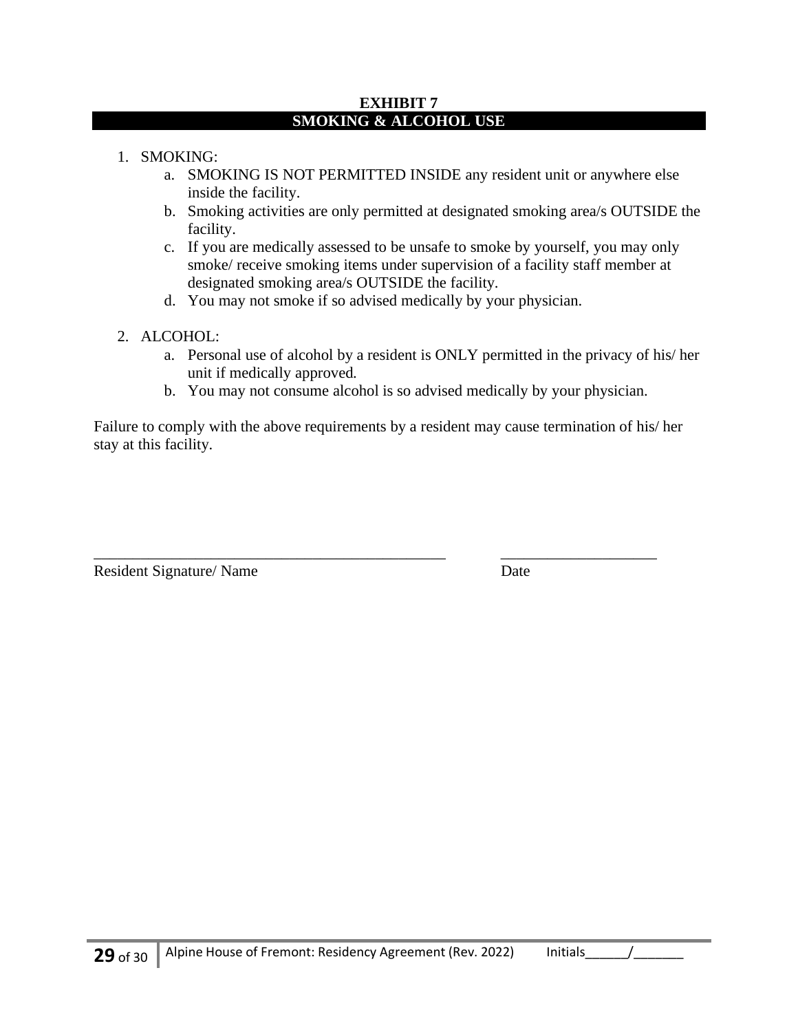## EXHIBIT 7
## SMOKING & ALCOHOL USE

1. SMOKING:
    a. SMOKING IS NOT PERMITTED INSIDE any resident unit or anywhere else inside the facility.
    b. Smoking activities are only permitted at designated smoking area/s OUTSIDE the facility.
    c. If you are medically assessed to be unsafe to smoke by yourself, you may only smoke/ receive smoking items under supervision of a facility staff member at designated smoking area/s OUTSIDE the facility.
    d. You may not smoke if so advised medically by your physician.

2. ALCOHOL:
    a. Personal use of alcohol by a resident is ONLY permitted in the privacy of his/ her unit if medically approved.
    b. You may not consume alcohol is so advised medically by your physician.

Failure to comply with the above requirements by a resident may cause termination of his/ her stay at this facility.

______________________________________________  ____________________

Resident Signature/ Name                                                    Date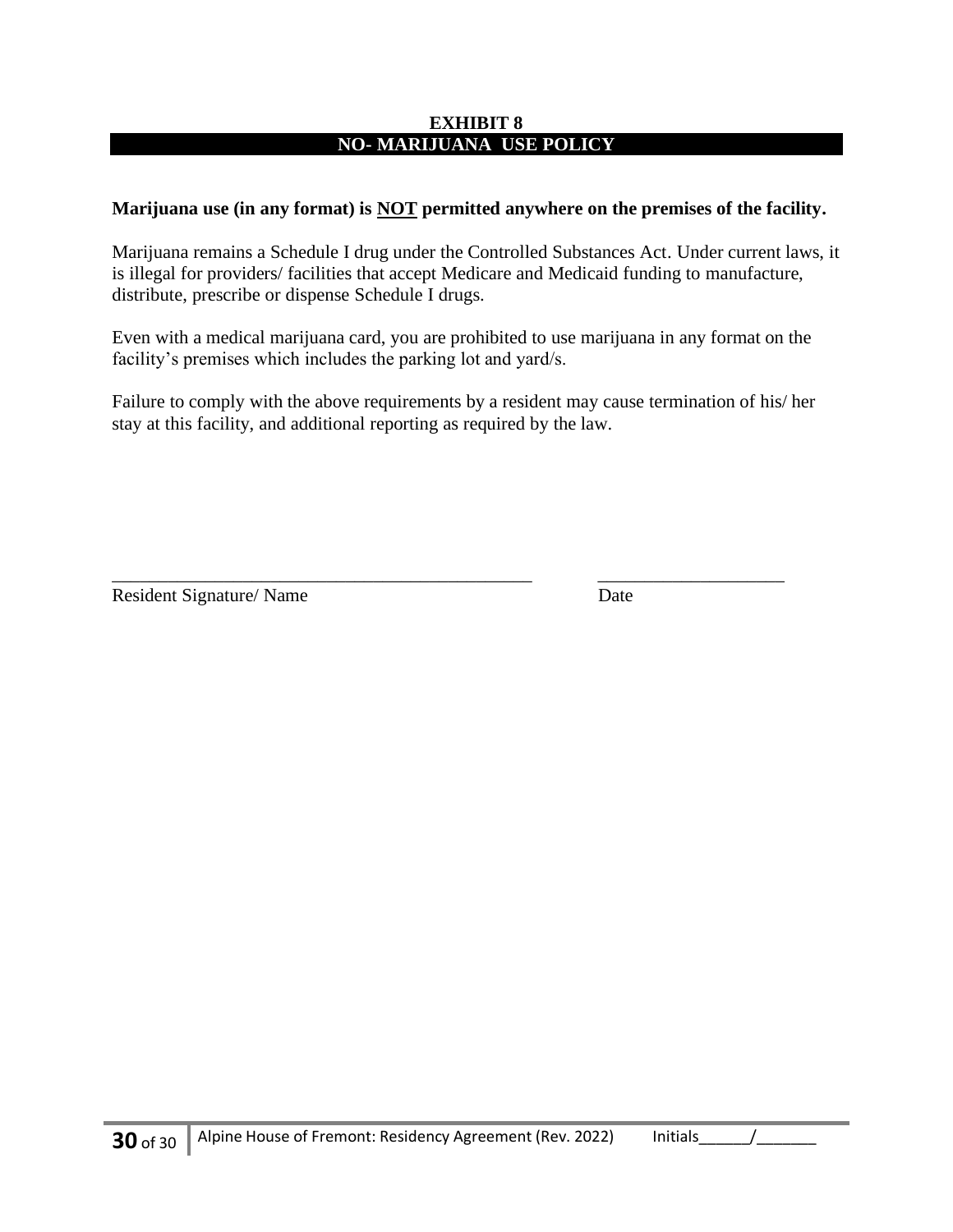**EXHIBIT 8**

## NO- MARIJUANA USE POLICY

**Marijuana use (in any format) is NOT permitted anywhere on the premises of the facility.**

Marijuana remains a Schedule I drug under the Controlled Substances Act. Under current laws, it is illegal for providers/ facilities that accept Medicare and Medicaid funding to manufacture, distribute, prescribe or dispense Schedule I drugs.

Even with a medical marijuana card, you are prohibited to use marijuana in any format on the facility's premises which includes the parking lot and yard/s.

Failure to comply with the above requirements by a resident may cause termination of his/ her stay at this facility, and additional reporting as required by the law.

_______________________________________________ ____________________

Resident Signature/ Name Date